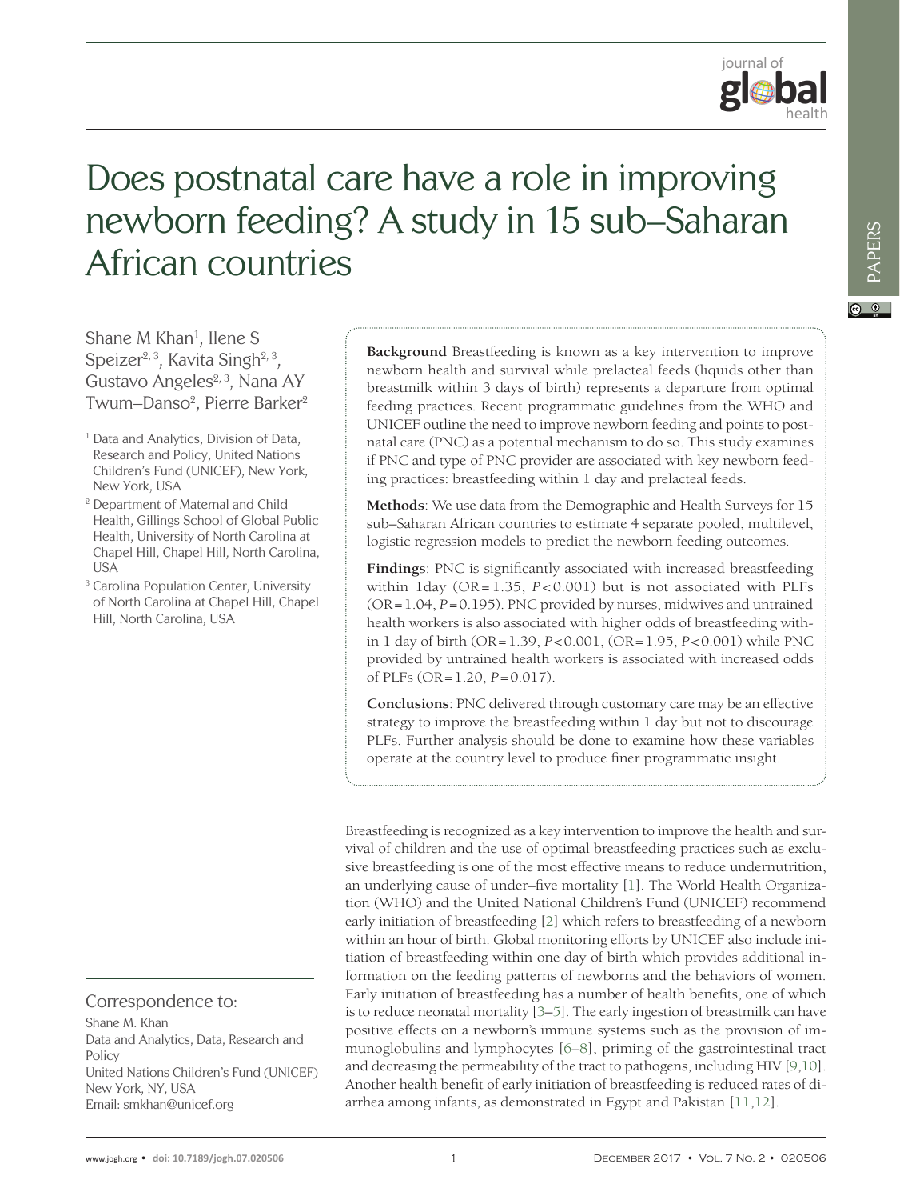# Does postnatal care have a role in improving newborn feeding? A study in 15 sub–Saharan African countries

Shane M Khan[1], Ilene S Speizer[2,3], Kavita Singh[2,3], Gustavo Angeles[2,3], Nana AY Twum–Danso[2], Pierre Barker[2]

[1] Data and Analytics, Division of Data, Research and Policy, United Nations Children's Fund (UNICEF), New York, New York, USA

[2] Department of Maternal and Child Health, Gillings School of Global Public Health, University of North Carolina at Chapel Hill, Chapel Hill, North Carolina, USA

[3] Carolina Population Center, University of North Carolina at Chapel Hill, Chapel Hill, North Carolina, USA

**Background** Breastfeeding is known as a key intervention to improve newborn health and survival while prelacteal feeds (liquids other than breastmilk within 3 days of birth) represents a departure from optimal feeding practices. Recent programmatic guidelines from the WHO and UNICEF outline the need to improve newborn feeding and points to postnatal care (PNC) as a potential mechanism to do so. This study examines if PNC and type of PNC provider are associated with key newborn feeding practices: breastfeeding within 1 day and prelacteal feeds.

**Methods**: We use data from the Demographic and Health Surveys for 15 sub–Saharan African countries to estimate 4 separate pooled, multilevel, logistic regression models to predict the newborn feeding outcomes.

**Findings**: PNC is significantly associated with increased breastfeeding within 1day (OR = 1.35, $P < 0.001$) but is not associated with PLFs (OR = 1.04, $P = 0.195$). PNC provided by nurses, midwives and untrained health workers is also associated with higher odds of breastfeeding within 1 day of birth (OR = 1.39, $P < 0.001$, (OR = 1.95, $P < 0.001$) while PNC provided by untrained health workers is associated with increased odds of PLFs (OR = 1.20, $P = 0.017$).

**Conclusions**: PNC delivered through customary care may be an effective strategy to improve the breastfeeding within 1 day but not to discourage PLFs. Further analysis should be done to examine how these variables operate at the country level to produce finer programmatic insight.

Breastfeeding is recognized as a key intervention to improve the health and survival of children and the use of optimal breastfeeding practices such as exclusive breastfeeding is one of the most effective means to reduce undernutrition, an underlying cause of under–five mortality [1]. The World Health Organization (WHO) and the United National Children's Fund (UNICEF) recommend early initiation of breastfeeding [2] which refers to breastfeeding of a newborn within an hour of birth. Global monitoring efforts by UNICEF also include initiation of breastfeeding within one day of birth which provides additional information on the feeding patterns of newborns and the behaviors of women. Early initiation of breastfeeding has a number of health benefits, one of which is to reduce neonatal mortality [3–5]. The early ingestion of breastmilk can have positive effects on a newborn's immune systems such as the provision of immunoglobulins and lymphocytes [6–8], priming of the gastrointestinal tract and decreasing the permeability of the tract to pathogens, including HIV [9,10]. Another health benefit of early initiation of breastfeeding is reduced rates of diarrhea among infants, as demonstrated in Egypt and Pakistan [11,12].

Correspondence to:

Shane M. Khan
Data and Analytics, Data, Research and Policy
United Nations Children's Fund (UNICEF)
New York, NY, USA
Email: smkhan@unicef.org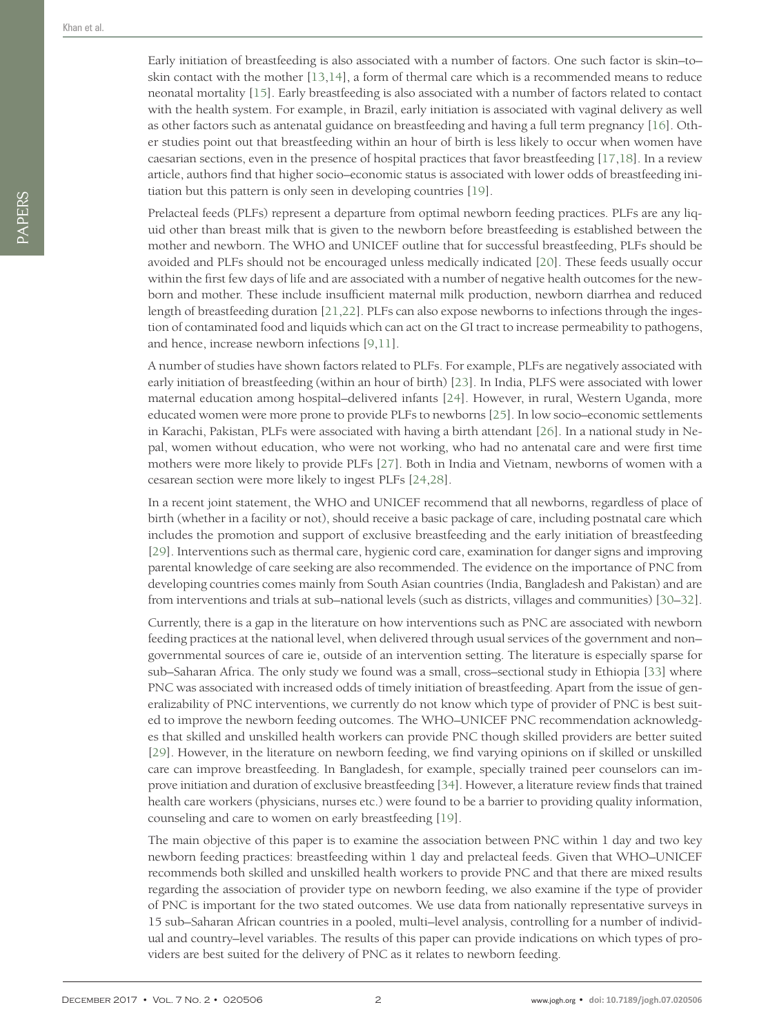Early initiation of breastfeeding is also associated with a number of factors. One such factor is skin–to–skin contact with the mother [13,14], a form of thermal care which is a recommended means to reduce neonatal mortality [15]. Early breastfeeding is also associated with a number of factors related to contact with the health system. For example, in Brazil, early initiation is associated with vaginal delivery as well as other factors such as antenatal guidance on breastfeeding and having a full term pregnancy [16]. Other studies point out that breastfeeding within an hour of birth is less likely to occur when women have caesarian sections, even in the presence of hospital practices that favor breastfeeding [17,18]. In a review article, authors find that higher socio–economic status is associated with lower odds of breastfeeding initiation but this pattern is only seen in developing countries [19].

Prelacteal feeds (PLFs) represent a departure from optimal newborn feeding practices. PLFs are any liquid other than breast milk that is given to the newborn before breastfeeding is established between the mother and newborn. The WHO and UNICEF outline that for successful breastfeeding, PLFs should be avoided and PLFs should not be encouraged unless medically indicated [20]. These feeds usually occur within the first few days of life and are associated with a number of negative health outcomes for the newborn and mother. These include insufficient maternal milk production, newborn diarrhea and reduced length of breastfeeding duration [21,22]. PLFs can also expose newborns to infections through the ingestion of contaminated food and liquids which can act on the GI tract to increase permeability to pathogens, and hence, increase newborn infections [9,11].

A number of studies have shown factors related to PLFs. For example, PLFs are negatively associated with early initiation of breastfeeding (within an hour of birth) [23]. In India, PLFS were associated with lower maternal education among hospital–delivered infants [24]. However, in rural, Western Uganda, more educated women were more prone to provide PLFs to newborns [25]. In low socio–economic settlements in Karachi, Pakistan, PLFs were associated with having a birth attendant [26]. In a national study in Nepal, women without education, who were not working, who had no antenatal care and were first time mothers were more likely to provide PLFs [27]. Both in India and Vietnam, newborns of women with a cesarean section were more likely to ingest PLFs [24,28].

In a recent joint statement, the WHO and UNICEF recommend that all newborns, regardless of place of birth (whether in a facility or not), should receive a basic package of care, including postnatal care which includes the promotion and support of exclusive breastfeeding and the early initiation of breastfeeding [29]. Interventions such as thermal care, hygienic cord care, examination for danger signs and improving parental knowledge of care seeking are also recommended. The evidence on the importance of PNC from developing countries come mainly from South Asian countries (India, Bangladesh and Pakistan) and are from interventions and trials at sub–national levels (such as districts, villages and communities) [30–32].

Currently, there is a gap in the literature on how interventions such as PNC are associated with newborn feeding practices at the national level, when delivered through usual services of the government and non–governmental sources of care ie, outside of an intervention setting. The literature is especially sparse for sub–Saharan Africa. The only study we found was a small, cross–sectional study in Ethiopia [33] where PNC was associated with increased odds of timely initiation of breastfeeding. Apart from the issue of generalizability of PNC interventions, we currently do not know which type of provider of PNC is best suited to improve the newborn feeding outcomes. The WHO–UNICEF PNC recommendation acknowledges that skilled and unskilled health workers can provide PNC though skilled providers are better suited [29]. However, in the literature on newborn feeding, we find varying opinions on if skilled or unskilled care can improve breastfeeding. In Bangladesh, for example, specially trained peer counselors can improve initiation and duration of exclusive breastfeeding [34]. However, a literature review finds that trained health care workers (physicians, nurses etc.) were found to be a barrier to providing quality information, counseling and care to women on early breastfeeding [19].

The main objective of this paper is to examine the association between PNC within 1 day and two key newborn feeding practices: breastfeeding within 1 day and prelacteal feeds. Given that WHO–UNICEF recommends both skilled and unskilled health workers to provide PNC and that there are mixed results regarding the association of provider type on newborn feeding, we also examine if the type of provider of PNC is important for the two stated outcomes. We use data from nationally representative surveys in 15 sub–Saharan African countries in a pooled, multi–level analysis, controlling for a number of individual and country–level variables. The results of this paper can provide indications on which types of providers are best suited for the delivery of PNC as it relates to newborn feeding.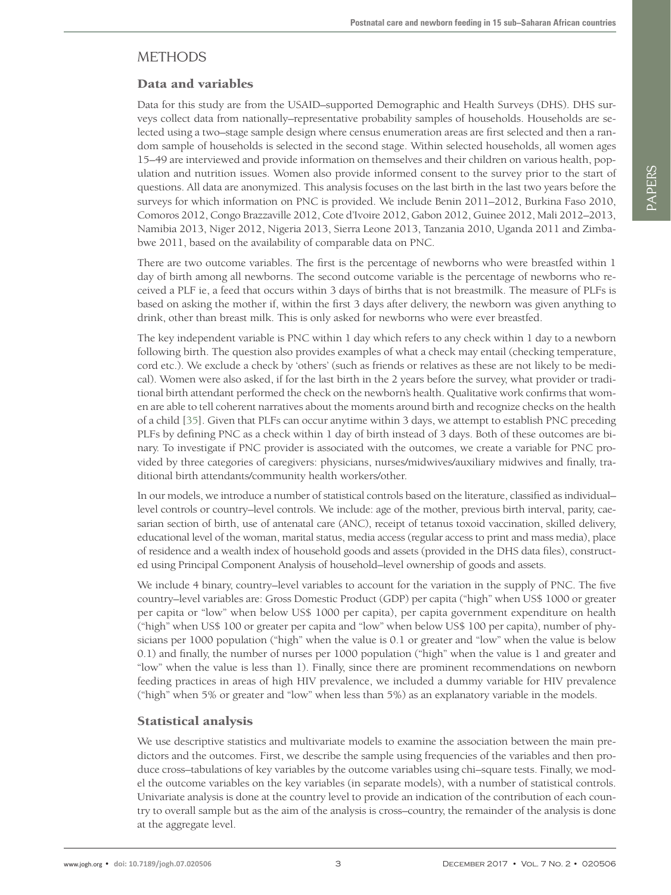# METHODS

## Data and variables

Data for this study are from the USAID–supported Demographic and Health Surveys (DHS). DHS surveys collect data from nationally–representative probability samples of households. Households are selected using a two–stage sample design where census enumeration areas are first selected and then a random sample of households is selected in the second stage. Within selected households, all women ages 15–49 are interviewed and provide information on themselves and their children on various health, population and nutrition issues. Women also provide informed consent to the survey prior to the start of questions. All data are anonymized. This analysis focuses on the last birth in the last two years before the surveys for which information on PNC is provided. We include Benin 2011–2012, Burkina Faso 2010, Comoros 2012, Congo Brazzaville 2012, Cote d'Ivoire 2012, Gabon 2012, Guinee 2012, Mali 2012–2013, Namibia 2013, Niger 2012, Nigeria 2013, Sierra Leone 2013, Tanzania 2010, Uganda 2011 and Zimbabwe 2011, based on the availability of comparable data on PNC.

There are two outcome variables. The first is the percentage of newborns who were breastfed within 1 day of birth among all newborns. The second outcome variable is the percentage of newborns who received a PLF ie, a feed that occurs within 3 days of births that is not breastmilk. The measure of PLFs is based on asking the mother if, within the first 3 days after delivery, the newborn was given anything to drink, other than breast milk. This is only asked for newborns who were ever breastfed.

The key independent variable is PNC within 1 day which refers to any check within 1 day to a newborn following birth. The question also provides examples of what a check may entail (checking temperature, cord etc.). We exclude a check by 'others' (such as friends or relatives as these are not likely to be medical). Women were also asked, if for the last birth in the 2 years before the survey, what provider or traditional birth attendant performed the check on the newborn's health. Qualitative work confirms that women are able to tell coherent narratives about the moments around birth and recognize checks on the health of a child [35]. Given that PLFs can occur anytime within 3 days, we attempt to establish PNC preceding PLFs by defining PNC as a check within 1 day of birth instead of 3 days. Both of these outcomes are binary. To investigate if PNC provider is associated with the outcomes, we create a variable for PNC provided by three categories of caregivers: physicians, nurses/midwives/auxiliary midwives and finally, traditional birth attendants/community health workers/other.

In our models, we introduce a number of statistical controls based on the literature, classified as individual–level controls or country–level controls. We include: age of the mother, previous birth interval, parity, caesarian section of birth, use of antenatal care (ANC), receipt of tetanus toxoid vaccination, skilled delivery, educational level of the woman, marital status, media access (regular access to print and mass media), place of residence and a wealth index of household goods and assets (provided in the DHS data files), constructed using Principal Component Analysis of household–level ownership of goods and assets.

We include 4 binary, country–level variables to account for the variation in the supply of PNC. The five country–level variables are: Gross Domestic Product (GDP) per capita ("high" when US$ 1000 or greater per capita or "low" when below US$ 1000 per capita), per capita government expenditure on health ("high" when US$ 100 or greater per capita and "low" when below US$ 100 per capita), number of physicians per 1000 population ("high" when the value is 0.1 or greater and "low" when the value is below 0.1) and finally, the number of nurses per 1000 population ("high" when the value is 1 and greater and "low" when the value is less than 1). Finally, since there are prominent recommendations on newborn feeding practices in areas of high HIV prevalence, we included a dummy variable for HIV prevalence ("high" when 5% or greater and "low" when less than 5%) as an explanatory variable in the models.

## Statistical analysis

We use descriptive statistics and multivariate models to examine the association between the main predictors and the outcomes. First, we describe the sample using frequencies of the variables and then produce cross–tabulations of key variables by the outcome variables using chi–square tests. Finally, we model the outcome variables on the key variables (in separate models), with a number of statistical controls. Univariate analysis is done at the country level to provide an indication of the contribution of each country to overall sample but as the aim of the analysis is cross–country, the remainder of the analysis is done at the aggregate level.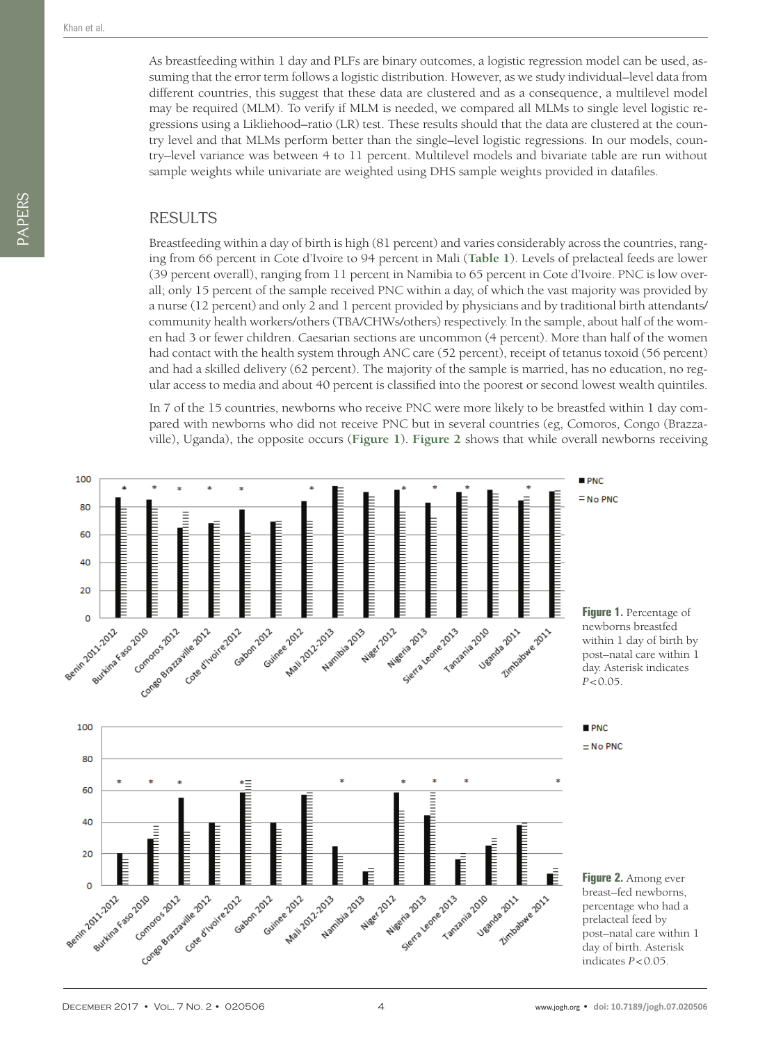As breastfeeding within 1 day and PLFs are binary outcomes, a logistic regression model can be used, assuming that the error term follows a logistic distribution. However, as we study individual–level data from different countries, this suggest that these data are clustered and as a consequence, a multilevel model may be required (MLM). To verify if MLM is needed, we compared all MLMs to single level logistic regressions using a Likliehood–ratio (LR) test. These results should that the data are clustered at the country level and that MLMs perform better than the single–level logistic regressions. In our models, country–level variance was between 4 to 11 percent. Multilevel models and bivariate table are run without sample weights while univariate are weighted using DHS sample weights provided in datafiles.

## RESULTS

Breastfeeding within a day of birth is high (81 percent) and varies considerably across the countries, ranging from 66 percent in Cote d'Ivoire to 94 percent in Mali (**Table 1**). Levels of prelacteal feeds are lower (39 percent overall), ranging from 11 percent in Namibia to 65 percent in Cote d'Ivoire. PNC is low overall; only 15 percent of the sample received PNC within a day, of which the vast majority was provided by a nurse (12 percent) and only 2 and 1 percent provided by physicians and by traditional birth attendants/community health workers/others (TBA/CHWs/others) respectively. In the sample, about half of the women had 3 or fewer children. Caesarian sections are uncommon (4 percent). More than half of the women had contact with the health system through ANC care (52 percent), receipt of tetanus toxoid (56 percent) and had a skilled delivery (62 percent). The majority of the sample is married, has no education, no regular access to media and about 40 percent is classified into the poorest or second lowest wealth quintiles.

In 7 of the 15 countries, newborns who receive PNC were more likely to be breastfed within 1 day compared with newborns who did not receive PNC but in several countries (eg, Comoros, Congo (Brazzaville), Uganda), the opposite occurs (**Figure 1**). **Figure 2** shows that while overall newborns receiving

**Figure 1.** Percentage of newborns breastfed within 1 day of birth by post–natal care within 1 day. Asterisk indicates $P<0.05$.

**Figure 2.** Among ever breast–fed newborns, percentage who had a prelacteal feed by post–natal care within 1 day of birth. Asterisk indicates $P<0.05$.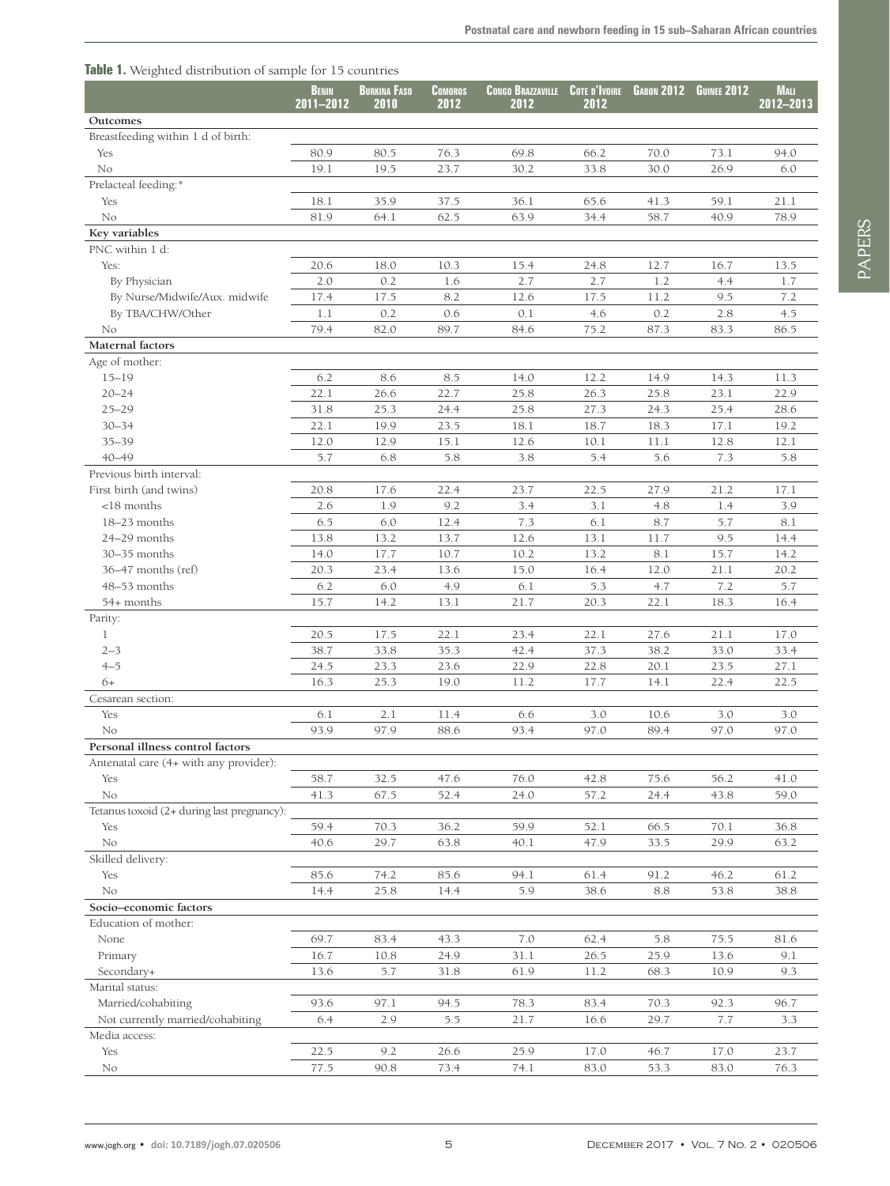**Table 1.** Weighted distribution of sample for 15 countries

| | Benin 2011–2012 | Burkina Faso 2010 | Comoros 2012 | Congo Brazzaville 2012 | Cote d'Ivoire 2012 | Gabon 2012 | Guinee 2012 | Mali 2012–2013 |
|---|---|---|---|---|---|---|---|---|
| **Outcomes** | | | | | | | | |
| Breastfeeding within 1 d of birth: | | | | | | | | |
| Yes | 80.9 | 80.5 | 76.3 | 69.8 | 66.2 | 70.0 | 73.1 | 94.0 |
| No | 19.1 | 19.5 | 23.7 | 30.2 | 33.8 | 30.0 | 26.9 | 6.0 |
| Prelacteal feeding:* | | | | | | | | |
| Yes | 18.1 | 35.9 | 37.5 | 36.1 | 65.6 | 41.3 | 59.1 | 21.1 |
| No | 81.9 | 64.1 | 62.5 | 63.9 | 34.4 | 58.7 | 40.9 | 78.9 |
| **Key variables** | | | | | | | | |
| PNC within 1 d: | | | | | | | | |
| Yes: | 20.6 | 18.0 | 10.3 | 15.4 | 24.8 | 12.7 | 16.7 | 13.5 |
| By Physician | 2.0 | 0.2 | 1.6 | 2.7 | 2.7 | 1.2 | 4.4 | 1.7 |
| By Nurse/Midwife/Aux. midwife | 17.4 | 17.5 | 8.2 | 12.6 | 17.5 | 11.2 | 9.5 | 7.2 |
| By TBA/CHW/Other | 1.1 | 0.2 | 0.6 | 0.1 | 4.6 | 0.2 | 2.8 | 4.5 |
| No | 79.4 | 82.0 | 89.7 | 84.6 | 75.2 | 87.3 | 83.3 | 86.5 |
| **Maternal factors** | | | | | | | | |
| Age of mother: | | | | | | | | |
| 15–19 | 6.2 | 8.6 | 8.5 | 14.0 | 12.2 | 14.9 | 14.3 | 11.3 |
| 20–24 | 22.1 | 26.6 | 22.7 | 25.8 | 26.3 | 25.8 | 23.1 | 22.9 |
| 25–29 | 31.8 | 25.3 | 24.4 | 25.8 | 27.3 | 24.3 | 25.4 | 28.6 |
| 30–34 | 22.1 | 19.9 | 23.5 | 18.1 | 18.7 | 18.3 | 17.1 | 19.2 |
| 35–39 | 12.0 | 12.9 | 15.1 | 12.6 | 10.1 | 11.1 | 12.8 | 12.1 |
| 40–49 | 5.7 | 6.8 | 5.8 | 3.8 | 5.4 | 5.6 | 7.3 | 5.8 |
| Previous birth interval: | | | | | | | | |
| First birth (and twins) | 20.8 | 17.6 | 22.4 | 23.7 | 22.5 | 27.9 | 21.2 | 17.1 |
| <18 months | 2.6 | 1.9 | 9.2 | 3.4 | 3.1 | 4.8 | 1.4 | 3.9 |
| 18–23 months | 6.5 | 6.0 | 12.4 | 7.3 | 6.1 | 8.7 | 5.7 | 8.1 |
| 24–29 months | 13.8 | 13.2 | 13.7 | 12.6 | 13.1 | 11.7 | 9.5 | 14.4 |
| 30–35 months | 14.0 | 17.7 | 10.7 | 10.2 | 13.2 | 8.1 | 15.7 | 14.2 |
| 36–47 months (ref) | 20.3 | 23.4 | 13.6 | 15.0 | 16.4 | 12.0 | 21.1 | 20.2 |
| 48–53 months | 6.2 | 6.0 | 4.9 | 6.1 | 5.3 | 4.7 | 7.2 | 5.7 |
| 54+ months | 15.7 | 14.2 | 13.1 | 21.7 | 20.3 | 22.1 | 18.3 | 16.4 |
| Parity: | | | | | | | | |
| 1 | 20.5 | 17.5 | 22.1 | 23.4 | 22.1 | 27.6 | 21.1 | 17.0 |
| 2–3 | 38.7 | 33.8 | 35.3 | 42.4 | 37.3 | 38.2 | 33.0 | 33.4 |
| 4–5 | 24.5 | 23.3 | 23.6 | 22.9 | 22.8 | 20.1 | 23.5 | 27.1 |
| 6+ | 16.3 | 25.3 | 19.0 | 11.2 | 17.7 | 14.1 | 22.4 | 22.5 |
| Cesarean section: | | | | | | | | |
| Yes | 6.1 | 2.1 | 11.4 | 6.6 | 3.0 | 10.6 | 3.0 | 3.0 |
| No | 93.9 | 97.9 | 88.6 | 93.4 | 97.0 | 89.4 | 97.0 | 97.0 |
| **Personal illness control factors** | | | | | | | | |
| Antenatal care (4+ with any provider): | | | | | | | | |
| Yes | 58.7 | 32.5 | 47.6 | 76.0 | 42.8 | 75.6 | 56.2 | 41.0 |
| No | 41.3 | 67.5 | 52.4 | 24.0 | 57.2 | 24.4 | 43.8 | 59.0 |
| Tetanus toxoid (2+ during last pregnancy): | | | | | | | | |
| Yes | 59.4 | 70.3 | 36.2 | 59.9 | 52.1 | 66.5 | 70.1 | 36.8 |
| No | 40.6 | 29.7 | 63.8 | 40.1 | 47.9 | 33.5 | 29.9 | 63.2 |
| Skilled delivery: | | | | | | | | |
| Yes | 85.6 | 74.2 | 85.6 | 94.1 | 61.4 | 91.2 | 46.2 | 61.2 |
| No | 14.4 | 25.8 | 14.4 | 5.9 | 38.6 | 8.8 | 53.8 | 38.8 |
| **Socio–economic factors** | | | | | | | | |
| Education of mother: | | | | | | | | |
| None | 69.7 | 83.4 | 43.3 | 7.0 | 62.4 | 5.8 | 75.5 | 81.6 |
| Primary | 16.7 | 10.8 | 24.9 | 31.1 | 26.5 | 25.9 | 13.6 | 9.1 |
| Secondary+ | 13.6 | 5.7 | 31.8 | 61.9 | 11.2 | 68.3 | 10.9 | 9.3 |
| Marital status: | | | | | | | | |
| Married/cohabiting | 93.6 | 97.1 | 94.5 | 78.3 | 83.4 | 70.3 | 92.3 | 96.7 |
| Not currently married/cohabiting | 6.4 | 2.9 | 5.5 | 21.7 | 16.6 | 29.7 | 7.7 | 3.3 |
| Media access: | | | | | | | | |
| Yes | 22.5 | 9.2 | 26.6 | 25.9 | 17.0 | 46.7 | 17.0 | 23.7 |
| No | 77.5 | 90.8 | 73.4 | 74.1 | 83.0 | 53.3 | 83.0 | 76.3 |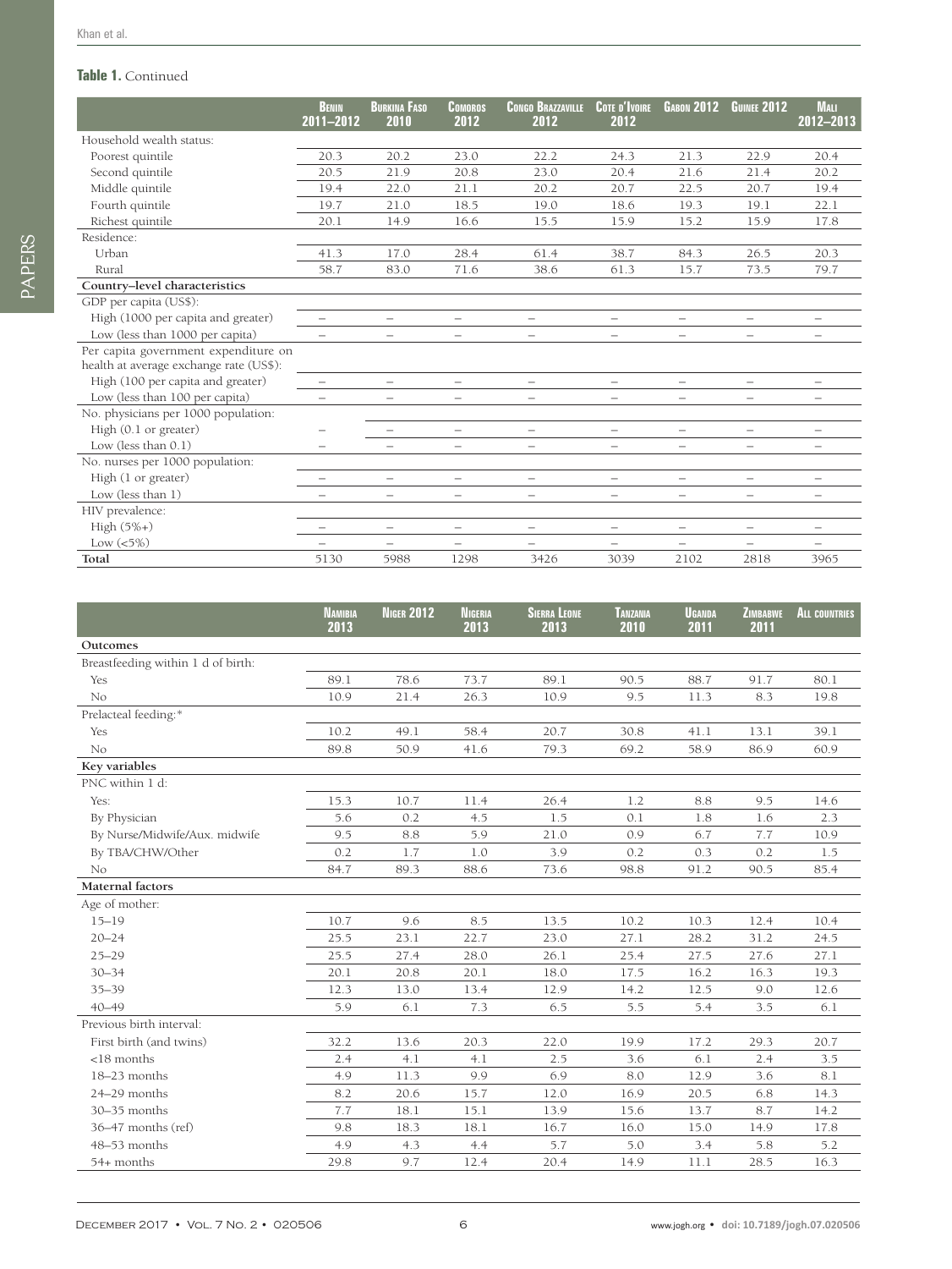**Table 1.** Continued

| | Benin 2011–2012 | Burkina Faso 2010 | Comoros 2012 | Congo Brazzaville 2012 | Cote d'Ivoire 2012 | Gabon 2012 | Guinee 2012 | Mali 2012–2013 |
|---|---|---|---|---|---|---|---|---|
| Household wealth status: | | | | | | | | |
| Poorest quintile | 20.3 | 20.2 | 23.0 | 22.2 | 24.3 | 21.3 | 22.9 | 20.4 |
| Second quintile | 20.5 | 21.9 | 20.8 | 23.0 | 20.4 | 21.6 | 21.4 | 20.2 |
| Middle quintile | 19.4 | 22.0 | 21.1 | 20.2 | 20.7 | 22.5 | 20.7 | 19.4 |
| Fourth quintile | 19.7 | 21.0 | 18.5 | 19.0 | 18.6 | 19.3 | 19.1 | 22.1 |
| Richest quintile | 20.1 | 14.9 | 16.6 | 15.5 | 15.9 | 15.2 | 15.9 | 17.8 |
| Residence: | | | | | | | | |
| Urban | 41.3 | 17.0 | 28.4 | 61.4 | 38.7 | 84.3 | 26.5 | 20.3 |
| Rural | 58.7 | 83.0 | 71.6 | 38.6 | 61.3 | 15.7 | 73.5 | 79.7 |
| **Country–level characteristics** | | | | | | | | |
| GDP per capita (US$): | | | | | | | | |
| High (1000 per capita and greater) | – | – | – | – | – | – | – | – |
| Low (less than 1000 per capita) | – | – | – | – | – | – | – | – |
| Per capita government expenditure on health at average exchange rate (US$): | | | | | | | | |
| High (100 per capita and greater) | – | – | – | – | – | – | – | – |
| Low (less than 100 per capita) | – | – | – | – | – | – | – | – |
| No. physicians per 1000 population: | | | | | | | | |
| High (0.1 or greater) | – | – | – | – | – | – | – | – |
| Low (less than 0.1) | – | – | – | – | – | – | – | – |
| No. nurses per 1000 population: | | | | | | | | |
| High (1 or greater) | – | – | – | – | – | – | – | – |
| Low (less than 1) | – | – | – | – | – | – | – | – |
| HIV prevalence: | | | | | | | | |
| High (5%+) | – | – | – | – | – | – | – | – |
| Low (<5%) | – | – | – | – | – | – | – | – |
| **Total** | 5130 | 5988 | 1298 | 3426 | 3039 | 2102 | 2818 | 3965 |

| | Namibia 2013 | Niger 2012 | Nigeria 2013 | Sierra Leone 2013 | Tanzania 2010 | Uganda 2011 | Zimbabwe 2011 | All countries |
|---|---|---|---|---|---|---|---|---|
| **Outcomes** | | | | | | | | |
| Breastfeeding within 1 d of birth: | | | | | | | | |
| Yes | 89.1 | 78.6 | 73.7 | 89.1 | 90.5 | 88.7 | 91.7 | 80.1 |
| No | 10.9 | 21.4 | 26.3 | 10.9 | 9.5 | 11.3 | 8.3 | 19.8 |
| Prelacteal feeding:* | | | | | | | | |
| Yes | 10.2 | 49.1 | 58.4 | 20.7 | 30.8 | 41.1 | 13.1 | 39.1 |
| No | 89.8 | 50.9 | 41.6 | 79.3 | 69.2 | 58.9 | 86.9 | 60.9 |
| **Key variables** | | | | | | | | |
| PNC within 1 d: | | | | | | | | |
| Yes: | 15.3 | 10.7 | 11.4 | 26.4 | 1.2 | 8.8 | 9.5 | 14.6 |
| By Physician | 5.6 | 0.2 | 4.5 | 1.5 | 0.1 | 1.8 | 1.6 | 2.3 |
| By Nurse/Midwife/Aux. midwife | 9.5 | 8.8 | 5.9 | 21.0 | 0.9 | 6.7 | 7.7 | 10.9 |
| By TBA/CHW/Other | 0.2 | 1.7 | 1.0 | 3.9 | 0.2 | 0.3 | 0.2 | 1.5 |
| No | 84.7 | 89.3 | 88.6 | 73.6 | 98.8 | 91.2 | 90.5 | 85.4 |
| **Maternal factors** | | | | | | | | |
| Age of mother: | | | | | | | | |
| 15–19 | 10.7 | 9.6 | 8.5 | 13.5 | 10.2 | 10.3 | 12.4 | 10.4 |
| 20–24 | 25.5 | 23.1 | 22.7 | 23.0 | 27.1 | 28.2 | 31.2 | 24.5 |
| 25–29 | 25.5 | 27.4 | 28.0 | 26.1 | 25.4 | 27.5 | 27.6 | 27.1 |
| 30–34 | 20.1 | 20.8 | 20.1 | 18.0 | 17.5 | 16.2 | 16.3 | 19.3 |
| 35–39 | 12.3 | 13.0 | 13.4 | 12.9 | 14.2 | 12.5 | 9.0 | 12.6 |
| 40–49 | 5.9 | 6.1 | 7.3 | 6.5 | 5.5 | 5.4 | 3.5 | 6.1 |
| Previous birth interval: | | | | | | | | |
| First birth (and twins) | 32.2 | 13.6 | 20.3 | 22.0 | 19.9 | 17.2 | 29.3 | 20.7 |
| <18 months | 2.4 | 4.1 | 4.1 | 2.5 | 3.6 | 6.1 | 2.4 | 3.5 |
| 18–23 months | 4.9 | 11.3 | 9.9 | 6.9 | 8.0 | 12.9 | 3.6 | 8.1 |
| 24–29 months | 8.2 | 20.6 | 15.7 | 12.0 | 16.9 | 20.5 | 6.8 | 14.3 |
| 30–35 months | 7.7 | 18.1 | 15.1 | 13.9 | 15.6 | 13.7 | 8.7 | 14.2 |
| 36–47 months (ref) | 9.8 | 18.3 | 18.1 | 16.7 | 16.0 | 15.0 | 14.9 | 17.8 |
| 48–53 months | 4.9 | 4.3 | 4.4 | 5.7 | 5.0 | 3.4 | 5.8 | 5.2 |
| 54+ months | 29.8 | 9.7 | 12.4 | 20.4 | 14.9 | 11.1 | 28.5 | 16.3 |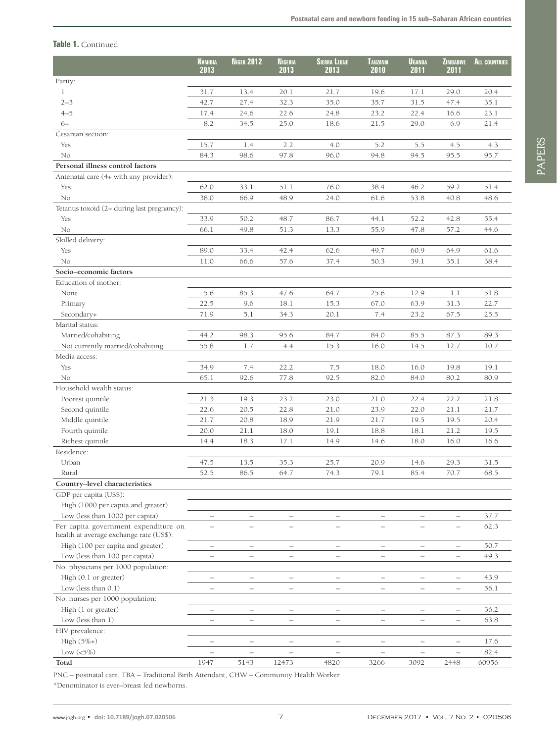**Table 1.** Continued

| | Namibia 2013 | Niger 2012 | Nigeria 2013 | Sierra Leone 2013 | Tanzania 2010 | Uganda 2011 | Zimbabwe 2011 | All countries |
|---|---|---|---|---|---|---|---|---|
| Parity: | | | | | | | | |
| 1 | 31.7 | 13.4 | 20.1 | 21.7 | 19.6 | 17.1 | 29.0 | 20.4 |
| 2–3 | 42.7 | 27.4 | 32.3 | 35.0 | 35.7 | 31.5 | 47.4 | 35.1 |
| 4–5 | 17.4 | 24.6 | 22.6 | 24.8 | 23.2 | 22.4 | 16.6 | 23.1 |
| 6+ | 8.2 | 34.5 | 25.0 | 18.6 | 21.5 | 29.0 | 6.9 | 21.4 |
| Cesarean section: | | | | | | | | |
| Yes | 15.7 | 1.4 | 2.2 | 4.0 | 5.2 | 5.5 | 4.5 | 4.3 |
| No | 84.3 | 98.6 | 97.8 | 96.0 | 94.8 | 94.5 | 95.5 | 95.7 |
| **Personal illness control factors** | | | | | | | | |
| Antenatal care (4+ with any provider): | | | | | | | | |
| Yes | 62.0 | 33.1 | 51.1 | 76.0 | 38.4 | 46.2 | 59.2 | 51.4 |
| No | 38.0 | 66.9 | 48.9 | 24.0 | 61.6 | 53.8 | 40.8 | 48.6 |
| Tetanus toxoid (2+ during last pregnancy): | | | | | | | | |
| Yes | 33.9 | 50.2 | 48.7 | 86.7 | 44.1 | 52.2 | 42.8 | 55.4 |
| No | 66.1 | 49.8 | 51.3 | 13.3 | 55.9 | 47.8 | 57.2 | 44.6 |
| Skilled delivery: | | | | | | | | |
| Yes | 89.0 | 33.4 | 42.4 | 62.6 | 49.7 | 60.9 | 64.9 | 61.6 |
| No | 11.0 | 66.6 | 57.6 | 37.4 | 50.3 | 39.1 | 35.1 | 38.4 |
| **Socio–economic factors** | | | | | | | | |
| Education of mother: | | | | | | | | |
| None | 5.6 | 85.3 | 47.6 | 64.7 | 25.6 | 12.9 | 1.1 | 51.8 |
| Primary | 22.5 | 9.6 | 18.1 | 15.3 | 67.0 | 63.9 | 31.3 | 22.7 |
| Secondary+ | 71.9 | 5.1 | 34.3 | 20.1 | 7.4 | 23.2 | 67.5 | 25.5 |
| Marital status: | | | | | | | | |
| Married/cohabiting | 44.2 | 98.3 | 95.6 | 84.7 | 84.0 | 85.5 | 87.3 | 89.3 |
| Not currently married/cohabiting | 55.8 | 1.7 | 4.4 | 15.3 | 16.0 | 14.5 | 12.7 | 10.7 |
| Media access: | | | | | | | | |
| Yes | 34.9 | 7.4 | 22.2 | 7.5 | 18.0 | 16.0 | 19.8 | 19.1 |
| No | 65.1 | 92.6 | 77.8 | 92.5 | 82.0 | 84.0 | 80.2 | 80.9 |
| Household wealth status: | | | | | | | | |
| Poorest quintile | 21.3 | 19.3 | 23.2 | 23.0 | 21.0 | 22.4 | 22.2 | 21.8 |
| Second quintile | 22.6 | 20.5 | 22.8 | 21.0 | 23.9 | 22.0 | 21.1 | 21.7 |
| Middle quintile | 21.7 | 20.8 | 18.9 | 21.9 | 21.7 | 19.5 | 19.5 | 20.4 |
| Fourth quintile | 20.0 | 21.1 | 18.0 | 19.1 | 18.8 | 18.1 | 21.2 | 19.5 |
| Richest quintile | 14.4 | 18.3 | 17.1 | 14.9 | 14.6 | 18.0 | 16.0 | 16.6 |
| Residence: | | | | | | | | |
| Urban | 47.5 | 13.5 | 35.3 | 25.7 | 20.9 | 14.6 | 29.3 | 31.5 |
| Rural | 52.5 | 86.5 | 64.7 | 74.3 | 79.1 | 85.4 | 70.7 | 68.5 |
| **Country–level characteristics** | | | | | | | | |
| GDP per capita (US$): | | | | | | | | |
| High (1000 per capita and greater) | | | | | | | | |
| Low (less than 1000 per capita) | – | – | – | – | – | – | – | 37.7 |
| Per capita government expenditure on health at average exchange rate (US$): | – | – | – | – | – | – | – | 62.3 |
| High (100 per capita and greater) | – | – | – | – | – | – | – | 50.7 |
| Low (less than 100 per capita) | – | – | – | – | – | – | – | 49.3 |
| No. physicians per 1000 population: | | | | | | | | |
| High (0.1 or greater) | – | – | – | – | – | – | – | 43.9 |
| Low (less than 0.1) | – | – | – | – | – | – | – | 56.1 |
| No. nurses per 1000 population: | | | | | | | | |
| High (1 or greater) | – | – | – | – | – | – | – | 36.2 |
| Low (less than 1) | – | – | – | – | – | – | – | 63.8 |
| HIV prevalence: | | | | | | | | |
| High (5%+) | – | – | – | – | – | – | – | 17.6 |
| Low (<5%) | – | – | – | – | – | – | – | 82.4 |
| **Total** | 1947 | 5143 | 12473 | 4820 | 3266 | 3092 | 2448 | 60956 |

PNC – postnatal care, TBA – Traditional Birth Attendant, CHW – Community Health Worker

*Denominator is ever–breast fed newborns.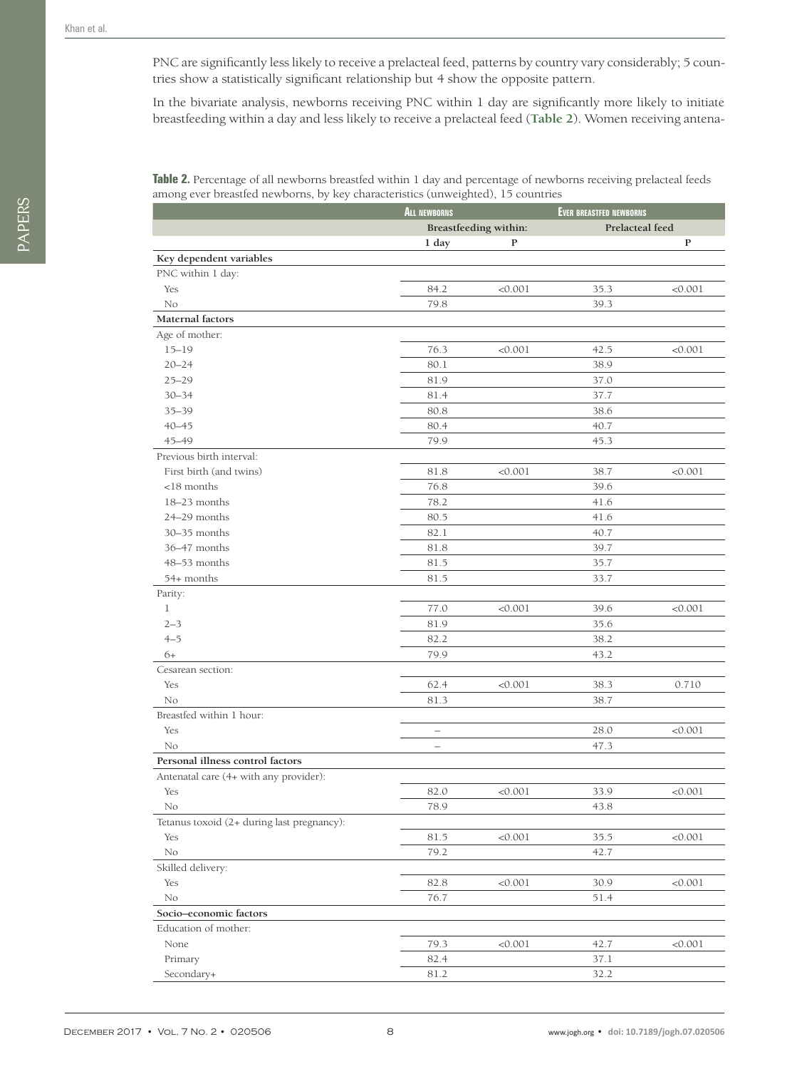PNC are significantly less likely to receive a prelacteal feed, patterns by country vary considerably; 5 countries show a statistically significant relationship but 4 show the opposite pattern.

In the bivariate analysis, newborns receiving PNC within 1 day are significantly more likely to initiate breastfeeding within a day and less likely to receive a prelacteal feed (**Table 2**). Women receiving antena-

**Table 2.** Percentage of all newborns breastfed within 1 day and percentage of newborns receiving prelacteal feeds among ever breastfed newborns, by key characteristics (unweighted), 15 countries

| | All newborns | | Ever breastfed newborns | |
|---|---|---|---|---|
| | Breastfeeding within: | | Prelacteal feed | |
| | 1 day | P | | P |
| **Key dependent variables** | | | | |
| PNC within 1 day: | | | | |
| Yes | 84.2 | <0.001 | 35.3 | <0.001 |
| No | 79.8 | | 39.3 | |
| **Maternal factors** | | | | |
| Age of mother: | | | | |
| 15–19 | 76.3 | <0.001 | 42.5 | <0.001 |
| 20–24 | 80.1 | | 38.9 | |
| 25–29 | 81.9 | | 37.0 | |
| 30–34 | 81.4 | | 37.7 | |
| 35–39 | 80.8 | | 38.6 | |
| 40–45 | 80.4 | | 40.7 | |
| 45–49 | 79.9 | | 45.3 | |
| Previous birth interval: | | | | |
| First birth (and twins) | 81.8 | <0.001 | 38.7 | <0.001 |
| <18 months | 76.8 | | 39.6 | |
| 18–23 months | 78.2 | | 41.6 | |
| 24–29 months | 80.5 | | 41.6 | |
| 30–35 months | 82.1 | | 40.7 | |
| 36–47 months | 81.8 | | 39.7 | |
| 48–53 months | 81.5 | | 35.7 | |
| 54+ months | 81.5 | | 33.7 | |
| Parity: | | | | |
| 1 | 77.0 | <0.001 | 39.6 | <0.001 |
| 2–3 | 81.9 | | 35.6 | |
| 4–5 | 82.2 | | 38.2 | |
| 6+ | 79.9 | | 43.2 | |
| Cesarean section: | | | | |
| Yes | 62.4 | <0.001 | 38.3 | 0.710 |
| No | 81.3 | | 38.7 | |
| Breastfed within 1 hour: | | | | |
| Yes | – | | 28.0 | <0.001 |
| No | – | | 47.3 | |
| **Personal illness control factors** | | | | |
| Antenatal care (4+ with any provider): | | | | |
| Yes | 82.0 | <0.001 | 33.9 | <0.001 |
| No | 78.9 | | 43.8 | |
| Tetanus toxoid (2+ during last pregnancy): | | | | |
| Yes | 81.5 | <0.001 | 35.5 | <0.001 |
| No | 79.2 | | 42.7 | |
| Skilled delivery: | | | | |
| Yes | 82.8 | <0.001 | 30.9 | <0.001 |
| No | 76.7 | | 51.4 | |
| **Socio–economic factors** | | | | |
| Education of mother: | | | | |
| None | 79.3 | <0.001 | 42.7 | <0.001 |
| Primary | 82.4 | | 37.1 | |
| Secondary+ | 81.2 | | 32.2 | |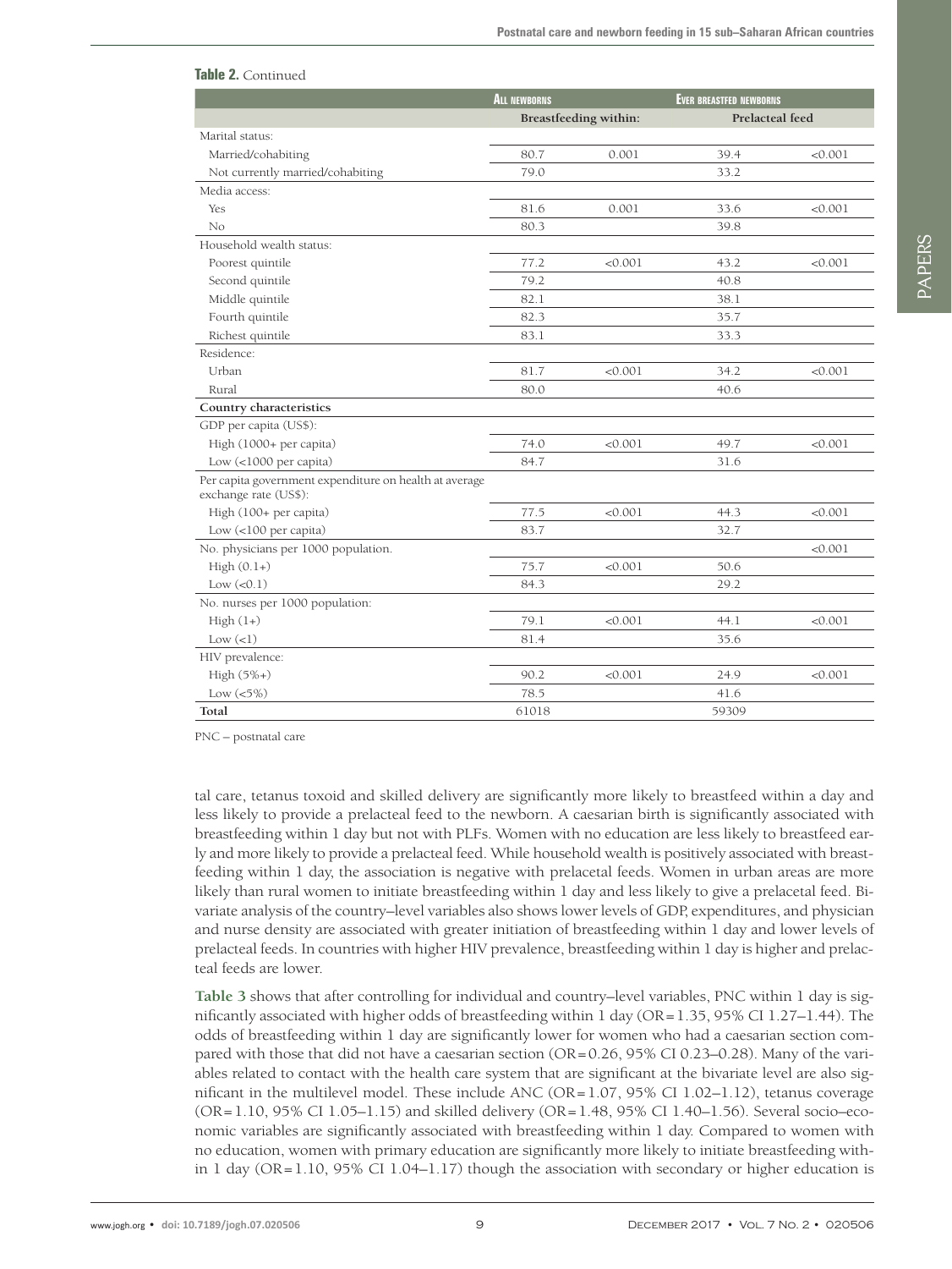**Table 2.** Continued

| | All newborns | | Ever breastfed newborns | |
|---|---|---|---|---|
| | Breastfeeding within: | | Prelacteal feed | |
| Marital status: | | | | |
| Married/cohabiting | 80.7 | 0.001 | 39.4 | <0.001 |
| Not currently married/cohabiting | 79.0 | | 33.2 | |
| Media access: | | | | |
| Yes | 81.6 | 0.001 | 33.6 | <0.001 |
| No | 80.3 | | 39.8 | |
| Household wealth status: | | | | |
| Poorest quintile | 77.2 | <0.001 | 43.2 | <0.001 |
| Second quintile | 79.2 | | 40.8 | |
| Middle quintile | 82.1 | | 38.1 | |
| Fourth quintile | 82.3 | | 35.7 | |
| Richest quintile | 83.1 | | 33.3 | |
| Residence: | | | | |
| Urban | 81.7 | <0.001 | 34.2 | <0.001 |
| Rural | 80.0 | | 40.6 | |
| **Country characteristics** | | | | |
| GDP per capita (US$): | | | | |
| High (1000+ per capita) | 74.0 | <0.001 | 49.7 | <0.001 |
| Low (<1000 per capita) | 84.7 | | 31.6 | |
| Per capita government expenditure on health at average exchange rate (US$): | | | | |
| High (100+ per capita) | 77.5 | <0.001 | 44.3 | <0.001 |
| Low (<100 per capita) | 83.7 | | 32.7 | |
| No. physicians per 1000 population. | | | | <0.001 |
| High (0.1+) | 75.7 | <0.001 | 50.6 | |
| Low (<0.1) | 84.3 | | 29.2 | |
| No. nurses per 1000 population: | | | | |
| High (1+) | 79.1 | <0.001 | 44.1 | <0.001 |
| Low (<1) | 81.4 | | 35.6 | |
| HIV prevalence: | | | | |
| High (5%+) | 90.2 | <0.001 | 24.9 | <0.001 |
| Low (<5%) | 78.5 | | 41.6 | |
| **Total** | 61018 | | 59309 | |

PNC – postnatal care

tal care, tetanus toxoid and skilled delivery are significantly more likely to breastfeed within a day and less likely to provide a prelacteal feed to the newborn. A caesarian birth is significantly associated with breastfeeding within 1 day but not with PLFs. Women with no education are less likely to breastfeed early and more likely to provide a prelacteal feed. While household wealth is positively associated with breastfeeding within 1 day, the association is negative with prelacetal feeds. Women in urban areas are more likely than rural women to initiate breastfeeding within 1 day and less likely to give a prelacetal feed. Bivariate analysis of the country–level variables also shows lower levels of GDP, expenditures, and physician and nurse density are associated with greater initiation of breastfeeding within 1 day and lower levels of prelacteal feeds. In countries with higher HIV prevalence, breastfeeding within 1 day is higher and prelacteal feeds are lower.

**Table 3** shows that after controlling for individual and country–level variables, PNC within 1 day is significantly associated with higher odds of breastfeeding within 1 day (OR = 1.35, 95% CI 1.27–1.44). The odds of breastfeeding within 1 day are significantly lower for women who had a caesarian section compared with those that did not have a caesarian section (OR = 0.26, 95% CI 0.23–0.28). Many of the variables related to contact with the health care system that are significant at the bivariate level are also significant in the multilevel model. These include ANC (OR = 1.07, 95% CI 1.02–1.12), tetanus coverage (OR = 1.10, 95% CI 1.05–1.15) and skilled delivery (OR = 1.48, 95% CI 1.40–1.56). Several socio–economic variables are significantly associated with breastfeeding within 1 day. Compared to women with no education, women with primary education are significantly more likely to initiate breastfeeding within 1 day (OR = 1.10, 95% CI 1.04–1.17) though the association with secondary or higher education is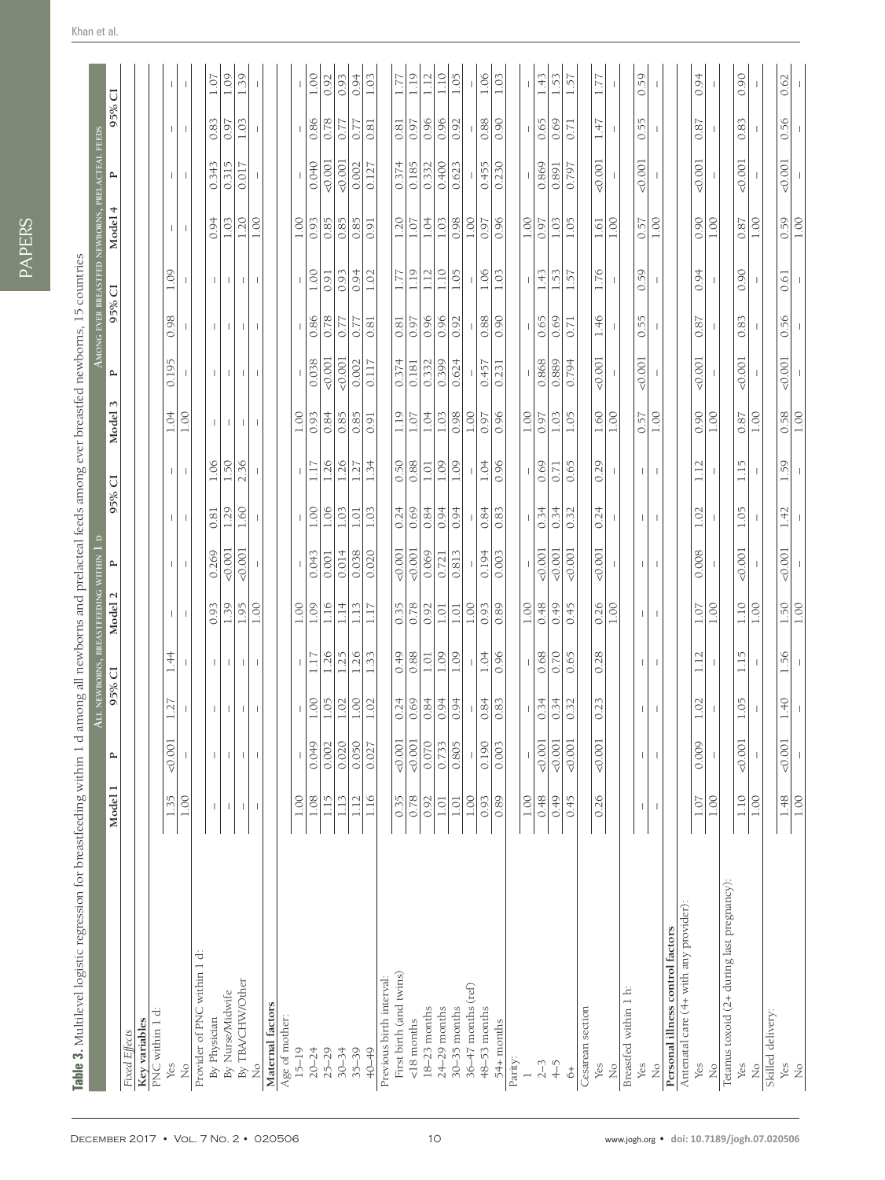**Table 3.** Multilevel logistic regression for breastfeeding within 1 d among all newborns and prelacteal feeds among ever breastfed newborns, 15 countries

| | All newborns, breastfeeding within 1 d | | | | | | | | Among ever breastfed newborns, prelacteal feeds | | | | | | | |
|---|---|---|---|---|---|---|---|---|---|---|---|---|---|---|---|---|
| | Model 1 | P | 95% CI | | Model 2 | P | 95% CI | | Model 3 | P | 95% CI | | Model 4 | P | 95% CI | |
| *Fixed Effects* | | | | | | | | | | | | | | | | |
| **Key variables** | | | | | | | | | | | | | | | | |
| PNC within 1 d: | | | | | | | | | | | | | | | | |
| Yes | 1.35 | <0.001 | 1.27 | 1.44 | – | – | – | – | 1.04 | 0.195 | 0.98 | 1.09 | – | – | – | – |
| No | 1.00 | – | – | – | – | – | – | – | 1.00 | – | – | – | – | – | – | – |
| Provider of PNC within 1 d: | | | | | | | | | | | | | | | | |
| By Physician | – | – | – | – | 0.93 | 0.269 | 0.81 | 1.06 | – | – | – | – | 0.94 | 0.343 | 0.83 | 1.07 |
| By Nurse/Midwife | – | – | – | – | 1.39 | <0.001 | 1.29 | 1.50 | – | – | – | – | 1.03 | 0.315 | 0.97 | 1.09 |
| By TBA/CHW/Other | – | – | – | – | 1.95 | <0.001 | 1.60 | 2.36 | – | – | – | – | 1.20 | 0.017 | 1.03 | 1.39 |
| No | – | – | – | – | 1.00 | – | – | – | – | – | – | – | 1.00 | – | – | – |
| **Maternal factors** | | | | | | | | | | | | | | | | |
| Age of mother: | | | | | | | | | | | | | | | | |
| 15–19 | 1.00 | – | – | – | 1.00 | – | – | – | 1.00 | – | – | – | 1.00 | – | – | – |
| 20–24 | 1.08 | 0.049 | 1.00 | 1.17 | 1.09 | 0.043 | 1.00 | 1.17 | 0.93 | 0.038 | 0.86 | 1.00 | 0.93 | 0.040 | 0.86 | 1.00 |
| 25–29 | 1.15 | 0.002 | 1.05 | 1.26 | 1.16 | 0.001 | 1.06 | 1.26 | 0.84 | <0.001 | 0.78 | 0.91 | 0.85 | <0.001 | 0.78 | 0.92 |
| 30–34 | 1.13 | 0.020 | 1.02 | 1.25 | 1.14 | 0.014 | 1.03 | 1.26 | 0.85 | <0.001 | 0.77 | 0.93 | 0.85 | <0.001 | 0.77 | 0.93 |
| 35–39 | 1.12 | 0.050 | 1.00 | 1.26 | 1.13 | 0.038 | 1.01 | 1.27 | 0.85 | 0.002 | 0.77 | 0.94 | 0.85 | 0.002 | 0.77 | 0.94 |
| 40–49 | 1.16 | 0.027 | 1.02 | 1.33 | 1.17 | 0.020 | 1.03 | 1.34 | 0.91 | 0.117 | 0.81 | 1.02 | 0.91 | 0.127 | 0.81 | 1.03 |
| Previous birth interval: | | | | | | | | | | | | | | | | |
| First birth (and twins) | 0.35 | <0.001 | 0.24 | 0.49 | 0.35 | <0.001 | 0.24 | 0.50 | 1.19 | 0.374 | 0.81 | 1.77 | 1.20 | 0.374 | 0.81 | 1.77 |
| <18 months | 0.78 | <0.001 | 0.69 | 0.88 | 0.78 | <0.001 | 0.69 | 0.88 | 1.07 | 0.181 | 0.97 | 1.19 | 1.07 | 0.185 | 0.97 | 1.19 |
| 18–23 months | 0.92 | 0.070 | 0.84 | 1.01 | 0.92 | 0.069 | 0.84 | 1.01 | 1.04 | 0.332 | 0.96 | 1.12 | 1.04 | 0.332 | 0.96 | 1.12 |
| 24–29 months | 1.01 | 0.733 | 0.94 | 1.09 | 1.01 | 0.721 | 0.94 | 1.09 | 1.03 | 0.399 | 0.96 | 1.10 | 1.03 | 0.400 | 0.96 | 1.10 |
| 30–35 months | 1.01 | 0.805 | 0.94 | 1.09 | 1.01 | 0.813 | 0.94 | 1.09 | 0.98 | 0.624 | 0.92 | 1.05 | 0.98 | 0.623 | 0.92 | 1.05 |
| 36–47 months (ref) | 1.00 | – | – | – | 1.00 | – | – | – | 1.00 | – | – | – | 1.00 | – | – | – |
| 48–53 months | 0.93 | 0.190 | 0.84 | 1.04 | 0.93 | 0.194 | 0.84 | 1.04 | 0.97 | 0.457 | 0.88 | 1.06 | 0.97 | 0.455 | 0.88 | 1.06 |
| 54+ months | 0.89 | 0.003 | 0.83 | 0.96 | 0.89 | 0.003 | 0.83 | 0.96 | 0.96 | 0.231 | 0.90 | 1.03 | 0.96 | 0.230 | 0.90 | 1.03 |
| Parity: | | | | | | | | | | | | | | | | |
| 1 | 1.00 | – | – | – | 1.00 | – | – | – | 1.00 | – | – | – | 1.00 | – | – | – |
| 2–3 | 0.48 | <0.001 | 0.34 | 0.68 | 0.48 | <0.001 | 0.34 | 0.69 | 0.97 | 0.868 | 0.65 | 1.43 | 0.97 | 0.869 | 0.65 | 1.43 |
| 4–5 | 0.49 | <0.001 | 0.34 | 0.70 | 0.49 | <0.001 | 0.34 | 0.71 | 1.03 | 0.889 | 0.69 | 1.53 | 1.03 | 0.891 | 0.69 | 1.53 |
| 6+ | 0.45 | <0.001 | 0.32 | 0.65 | 0.45 | <0.001 | 0.32 | 0.65 | 1.05 | 0.794 | 0.71 | 1.57 | 1.05 | 0.797 | 0.71 | 1.57 |
| Cesarean section | | | | | | | | | | | | | | | | |
| Yes | 0.26 | <0.001 | 0.23 | 0.28 | 0.26 | <0.001 | 0.24 | 0.29 | 1.60 | <0.001 | 1.46 | 1.76 | 1.61 | <0.001 | 1.47 | 1.77 |
| No | | | | | 1.00 | – | – | – | 1.00 | – | – | – | 1.00 | – | – | – |
| Breastfed within 1 h: | | | | | | | | | | | | | | | | |
| Yes | – | – | – | – | – | – | – | – | 0.57 | <0.001 | 0.55 | 0.59 | 0.57 | <0.001 | 0.55 | 0.59 |
| No | – | – | – | – | – | – | – | – | 1.00 | – | – | – | 1.00 | – | – | – |
| **Personal illness control factors** | | | | | | | | | | | | | | | | |
| Antenatal care (4+ with any provider): | | | | | | | | | | | | | | | | |
| Yes | 1.07 | 0.009 | 1.02 | 1.12 | 1.07 | 0.008 | 1.02 | 1.12 | 0.90 | <0.001 | 0.87 | 0.94 | 0.90 | <0.001 | 0.87 | 0.94 |
| No | 1.00 | – | – | – | 1.00 | – | – | – | 1.00 | – | – | – | 1.00 | – | – | – |
| Tetanus toxoid (2+ during last pregnancy): | | | | | | | | | | | | | | | | |
| Yes | 1.10 | <0.001 | 1.05 | 1.15 | 1.10 | <0.001 | 1.05 | 1.15 | 0.87 | <0.001 | 0.83 | 0.90 | 0.87 | <0.001 | 0.83 | 0.90 |
| No | 1.00 | – | – | – | 1.00 | – | – | – | 1.00 | – | – | – | 1.00 | – | – | – |
| Skilled delivery: | | | | | | | | | | | | | | | | |
| Yes | 1.48 | <0.001 | 1.40 | 1.56 | 1.50 | <0.001 | 1.42 | 1.59 | 0.58 | <0.001 | 0.56 | 0.61 | 0.59 | <0.001 | 0.56 | 0.62 |
| No | 1.00 | – | – | – | 1.00 | – | – | – | 1.00 | – | – | – | 1.00 | – | – | – |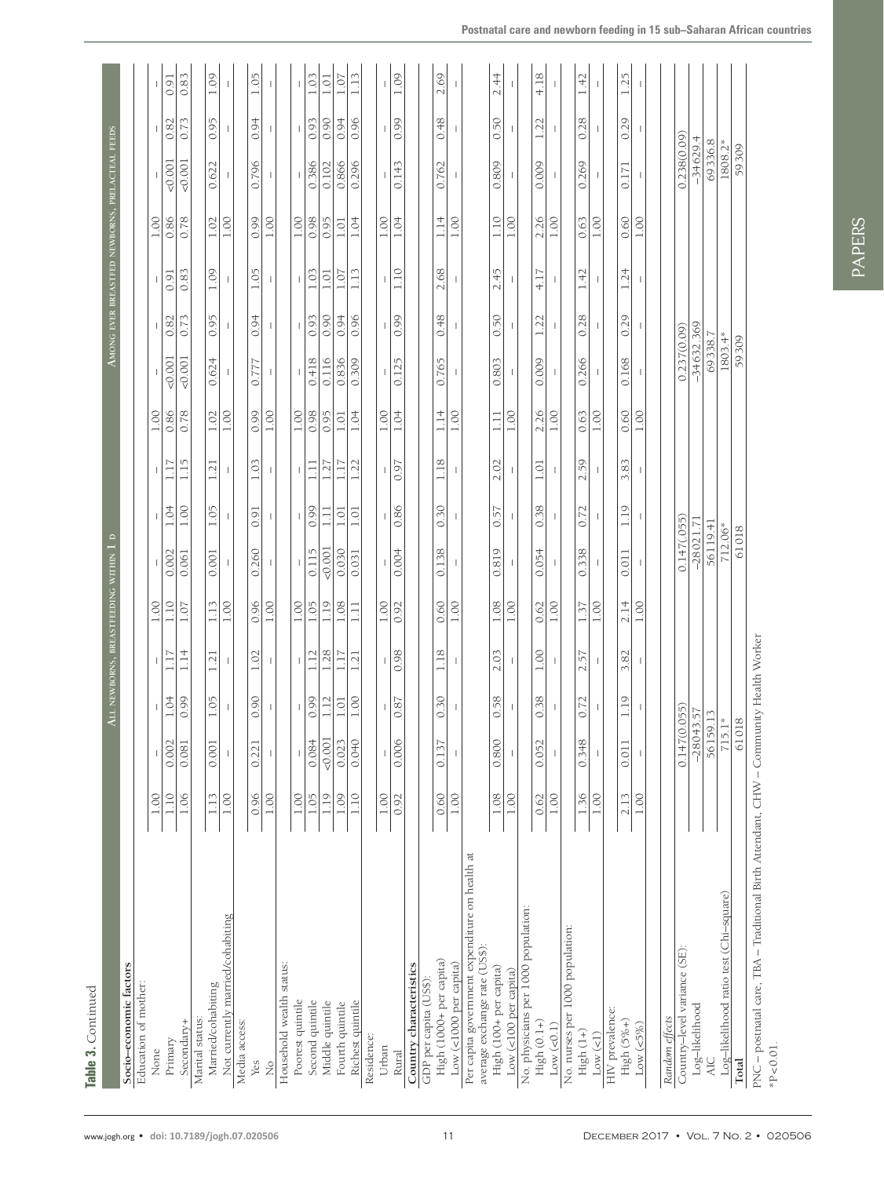**Table 3.** Continued

| Socio–economic factors | All newborns, breastfeeding within 1 d | | | | | | | | Among ever breastfed newborns, prelacteal feeds | | | | | | | |
|---|---|---|---|---|---|---|---|---|---|---|---|---|---|---|---|---|
| Education of mother: | | | | | | | | | | | | | | | | |
| None | 1.00 | – | – | – | 1.00 | – | – | – | 1.00 | – | – | – | 1.00 | – | – | – |
| Primary | 1.10 | 0.002 | 1.04 | 1.17 | 1.10 | 0.002 | 1.04 | 1.17 | 0.86 | <0.001 | 0.82 | 0.91 | 0.86 | <0.001 | 0.82 | 0.91 |
| Secondary+ | 1.06 | 0.081 | 0.99 | 1.14 | 1.07 | 0.061 | 1.00 | 1.15 | 0.78 | <0.001 | 0.73 | 0.83 | 0.78 | <0.001 | 0.73 | 0.83 |
| Marital status: | | | | | | | | | | | | | | | | |
| Married/cohabiting | 1.13 | 0.001 | 1.05 | 1.21 | 1.13 | 0.001 | 1.05 | 1.21 | 1.02 | 0.624 | 0.95 | 1.09 | 1.02 | 0.622 | 0.95 | 1.09 |
| Not currently married/cohabiting | 1.00 | – | – | – | 1.00 | – | – | – | 1.00 | – | – | – | 1.00 | – | – | – |
| Media access: | | | | | | | | | | | | | | | | |
| Yes | 0.96 | 0.221 | 0.90 | 1.02 | 0.96 | 0.260 | 0.91 | 1.03 | 0.99 | 0.777 | 0.94 | 1.05 | 0.99 | 0.796 | 0.94 | 1.05 |
| No | 1.00 | – | – | – | 1.00 | – | – | – | 1.00 | – | – | – | 1.00 | – | – | – |
| Household wealth status: | | | | | | | | | | | | | | | | |
| Poorest quintile | 1.00 | – | – | – | 1.00 | – | – | – | 1.00 | – | – | – | 1.00 | – | – | – |
| Second quintile | 1.05 | 0.084 | 0.99 | 1.12 | 1.05 | 0.115 | 0.99 | 1.11 | 0.98 | 0.418 | 0.93 | 1.03 | 0.98 | 0.386 | 0.93 | 1.03 |
| Middle quintile | 1.19 | <0.001 | 1.12 | 1.28 | 1.19 | <0.001 | 1.11 | 1.27 | 0.95 | 0.116 | 0.90 | 1.01 | 0.95 | 0.102 | 0.90 | 1.01 |
| Fourth quintile | 1.09 | 0.023 | 1.01 | 1.17 | 1.08 | 0.030 | 1.01 | 1.17 | 1.01 | 0.836 | 0.94 | 1.07 | 1.01 | 0.866 | 0.94 | 1.07 |
| Richest quintile | 1.10 | 0.040 | 1.00 | 1.21 | 1.11 | 0.031 | 1.01 | 1.22 | 1.04 | 0.309 | 0.96 | 1.13 | 1.04 | 0.296 | 0.96 | 1.13 |
| Residence: | | | | | | | | | | | | | | | | |
| Urban | 1.00 | – | – | – | 1.00 | – | – | – | 1.00 | – | – | – | 1.00 | – | – | – |
| Rural | 0.92 | 0.006 | 0.87 | 0.98 | 0.92 | 0.004 | 0.86 | 0.97 | 1.04 | 0.125 | 0.99 | 1.10 | 1.04 | 0.143 | 0.99 | 1.09 |
| **Country characteristics** | | | | | | | | | | | | | | | | |
| GDP per capita (US$): | | | | | | | | | | | | | | | | |
| High (1000+ per capita) | 0.60 | 0.137 | 0.30 | 1.18 | 0.60 | 0.138 | 0.30 | 1.18 | 1.14 | 0.765 | 0.48 | 2.68 | 1.14 | 0.762 | 0.48 | 2.69 |
| Low (<1000 per capita) | 1.00 | – | – | – | 1.00 | – | – | – | 1.00 | – | – | – | 1.00 | – | – | – |
| Per capita government expenditure on health at average exchange rate (US$): | | | | | | | | | | | | | | | | |
| High (100+ per capita) | 1.08 | 0.800 | 0.58 | 2.03 | 1.08 | 0.819 | 0.57 | 2.02 | 1.11 | 0.803 | 0.50 | 2.45 | 1.10 | 0.809 | 0.50 | 2.44 |
| Low (<100 per capita) | 1.00 | – | – | – | 1.00 | – | – | – | 1.00 | – | – | – | 1.00 | – | – | – |
| No. physicians per 1000 population: | | | | | | | | | | | | | | | | |
| High (0.1+) | 0.62 | 0.052 | 0.38 | 1.00 | 0.62 | 0.054 | 0.38 | 1.01 | 2.26 | 0.009 | 1.22 | 4.17 | 2.26 | 0.009 | 1.22 | 4.18 |
| Low (<0.1) | 1.00 | – | – | – | 1.00 | – | – | – | 1.00 | – | – | – | 1.00 | – | – | – |
| No. nurses per 1000 population: | | | | | | | | | | | | | | | | |
| High (1+) | 1.36 | 0.348 | 0.72 | 2.57 | 1.37 | 0.338 | 0.72 | 2.59 | 0.63 | 0.266 | 0.28 | 1.42 | 0.63 | 0.269 | 0.28 | 1.42 |
| Low (<1) | 1.00 | – | – | – | 1.00 | – | – | – | 1.00 | – | – | – | 1.00 | – | – | – |
| HIV prevalence: | | | | | | | | | | | | | | | | |
| High (5%+) | 2.13 | 0.011 | 1.19 | 3.82 | 2.14 | 0.011 | 1.19 | 3.83 | 0.60 | 0.168 | 0.29 | 1.24 | 0.60 | 0.171 | 0.29 | 1.25 |
| Low (<5%) | 1.00 | – | – | – | 1.00 | – | – | – | 1.00 | – | – | – | 1.00 | – | – | – |
| *Random effects* | | | | | | | | | | | | | | | | |
| Country–level variance (SE): | 0.147(0.055) | | | | 0.147(0.055) | | | | 0.237(0.09) | | | | 0.238(0.09) | | | |
| Log–likelihood | –28043.57 | | | | –28021.71 | | | | –34632.369 | | | | –34629.4 | | | |
| AIC | 56159.13 | | | | 56119.41 | | | | 69338.7 | | | | 69336.8 | | | |
| Log–likelihood ratio test (Chi–square) | 715.1* | | | | 712.06* | | | | 1803.4* | | | | 1808.2* | | | |
| **Total** | 61018 | | | | 61018 | | | | 59309 | | | | 59309 | | | |

PNC – postnatal care, TBA – Traditional Birth Attendant, CHW – Community Health Worker

*P<0.01.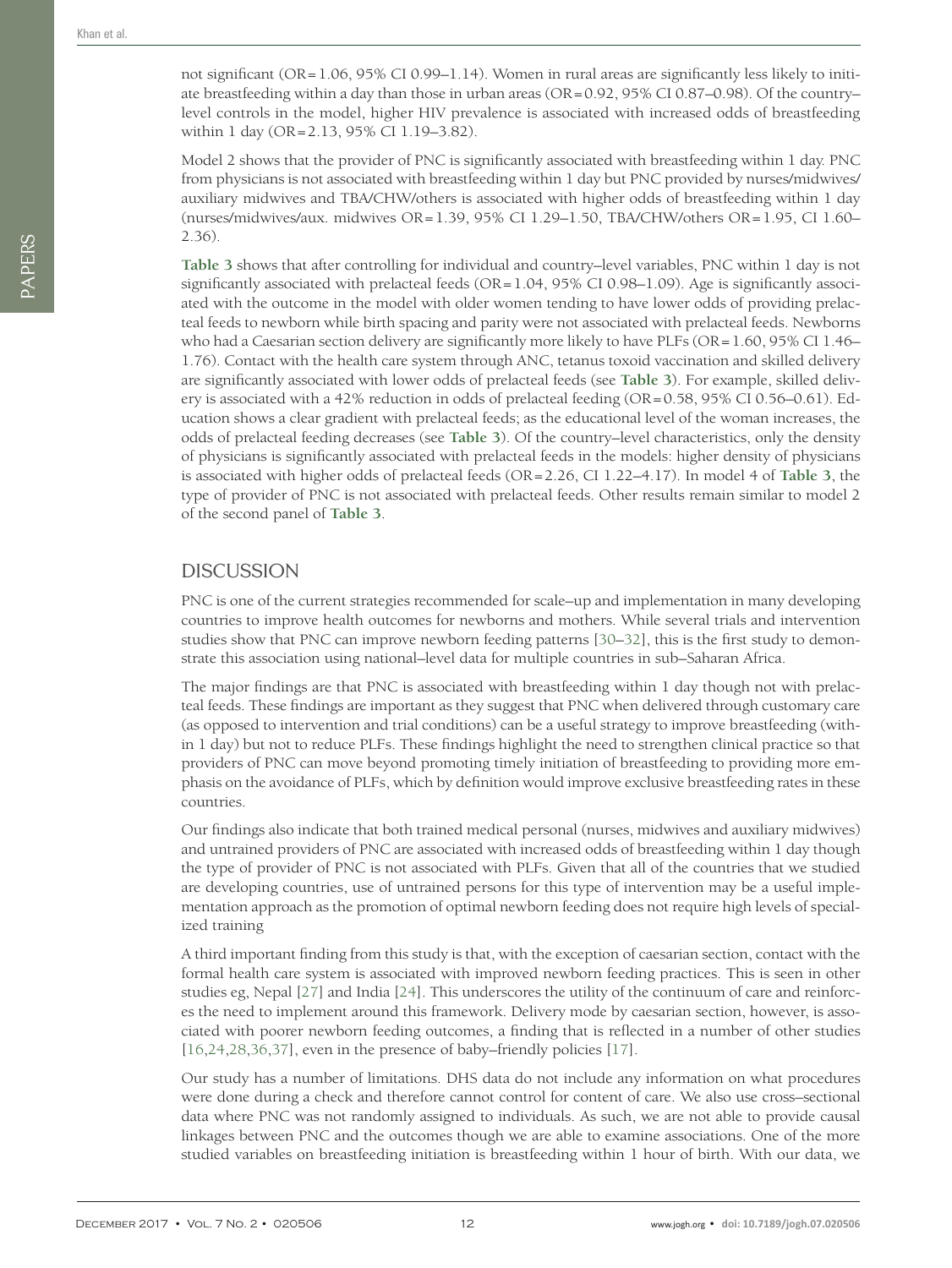not significant (OR = 1.06, 95% CI 0.99–1.14). Women in rural areas are significantly less likely to initiate breastfeeding within a day than those in urban areas (OR = 0.92, 95% CI 0.87–0.98). Of the country–level controls in the model, higher HIV prevalence is associated with increased odds of breastfeeding within 1 day (OR = 2.13, 95% CI 1.19–3.82).

Model 2 shows that the provider of PNC is significantly associated with breastfeeding within 1 day. PNC from physicians is not associated with breastfeeding within 1 day but PNC provided by nurses/midwives/auxiliary midwives and TBA/CHW/others is associated with higher odds of breastfeeding within 1 day (nurses/midwives/aux. midwives OR = 1.39, 95% CI 1.29–1.50, TBA/CHW/others OR = 1.95, CI 1.60–2.36).

**Table 3** shows that after controlling for individual and country–level variables, PNC within 1 day is not significantly associated with prelacteal feeds (OR = 1.04, 95% CI 0.98–1.09). Age is significantly associated with the outcome in the model with older women tending to have lower odds of providing prelacteal feeds to newborn while birth spacing and parity were not associated with prelacteal feeds. Newborns who had a Caesarian section delivery are significantly more likely to have PLFs (OR = 1.60, 95% CI 1.46–1.76). Contact with the health care system through ANC, tetanus toxoid vaccination and skilled delivery are significantly associated with lower odds of prelacteal feeds (see **Table 3**). For example, skilled delivery is associated with a 42% reduction in odds of prelacteal feeding (OR = 0.58, 95% CI 0.56–0.61). Education shows a clear gradient with prelacteal feeds; as the educational level of the woman increases, the odds of prelacteal feeding decreases (see **Table 3**). Of the country–level characteristics, only the density of physicians is significantly associated with prelacteal feeds in the models: higher density of physicians is associated with higher odds of prelacteal feeds (OR = 2.26, CI 1.22–4.17). In model 4 of **Table 3**, the type of provider of PNC is not associated with prelacteal feeds. Other results remain similar to model 2 of the second panel of **Table 3**.

## DISCUSSION

PNC is one of the current strategies recommended for scale–up and implementation in many developing countries to improve health outcomes for newborns and mothers. While several trials and intervention studies show that PNC can improve newborn feeding patterns [30–32], this is the first study to demonstrate this association using national–level data for multiple countries in sub–Saharan Africa.

The major findings are that PNC is associated with breastfeeding within 1 day though not with prelacteal feeds. These findings are important as they suggest that PNC when delivered through customary care (as opposed to intervention and trial conditions) can be a useful strategy to improve breastfeeding (within 1 day) but not to reduce PLFs. These findings highlight the need to strengthen clinical practice so that providers of PNC can move beyond promoting timely initiation of breastfeeding to providing more emphasis on the avoidance of PLFs, which by definition would improve exclusive breastfeeding rates in these countries.

Our findings also indicate that both trained medical personal (nurses, midwives and auxiliary midwives) and untrained providers of PNC are associated with increased odds of breastfeeding within 1 day though the type of provider of PNC is not associated with PLFs. Given that all of the countries that we studied are developing countries, use of untrained persons for this type of intervention may be a useful implementation approach as the promotion of optimal newborn feeding does not require high levels of specialized training

A third important finding from this study is that, with the exception of caesarian section, contact with the formal health care system is associated with improved newborn feeding practices. This is seen in other studies eg, Nepal [27] and India [24]. This underscores the utility of the continuum of care and reinforces the need to implement around this framework. Delivery mode by caesarian section, however, is associated with poorer newborn feeding outcomes, a finding that is reflected in a number of other studies [16,24,28,36,37], even in the presence of baby–friendly policies [17].

Our study has a number of limitations. DHS data do not include any information on what procedures were done during a check and therefore cannot control for content of care. We also use cross–sectional data where PNC was not randomly assigned to individuals. As such, we are not able to provide causal linkages between PNC and the outcomes though we are able to examine associations. One of the more studied variables on breastfeeding initiation is breastfeeding within 1 hour of birth. With our data, we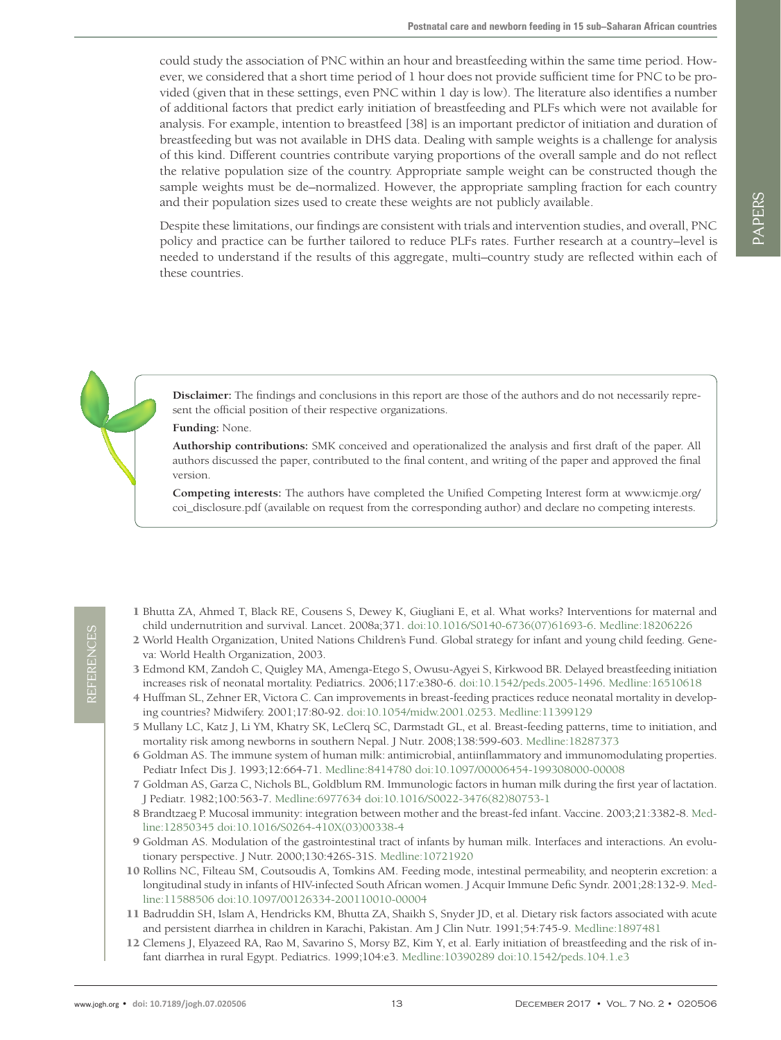could study the association of PNC within an hour and breastfeeding within the same time period. However, we considered that a short time period of 1 hour does not provide sufficient time for PNC to be provided (given that in these settings, even PNC within 1 day is low). The literature also identifies a number of additional factors that predict early initiation of breastfeeding and PLFs which were not available for analysis. For example, intention to breastfeed [38] is an important predictor of initiation and duration of breastfeeding but was not available in DHS data. Dealing with sample weights is a challenge for analysis of this kind. Different countries contribute varying proportions of the overall sample and do not reflect the relative population size of the country. Appropriate sample weight can be constructed though the sample weights must be de–normalized. However, the appropriate sampling fraction for each country and their population sizes used to create these weights are not publicly available.

Despite these limitations, our findings are consistent with trials and intervention studies, and overall, PNC policy and practice can be further tailored to reduce PLFs rates. Further research at a country–level is needed to understand if the results of this aggregate, multi–country study are reflected within each of these countries.

**Disclaimer:** The findings and conclusions in this report are those of the authors and do not necessarily represent the official position of their respective organizations.

**Funding:** None.

**Authorship contributions:** SMK conceived and operationalized the analysis and first draft of the paper. All authors discussed the paper, contributed to the final content, and writing of the paper and approved the final version.

**Competing interests:** The authors have completed the Unified Competing Interest form at www.icmje.org/coi_disclosure.pdf (available on request from the corresponding author) and declare no competing interests.

## REFERENCES

1 Bhutta ZA, Ahmed T, Black RE, Cousens S, Dewey K, Giugliani E, et al. What works? Interventions for maternal and child undernutrition and survival. Lancet. 2008a;371. doi:10.1016/S0140-6736(07)61693-6. Medline:18206226

2 World Health Organization, United Nations Children's Fund. Global strategy for infant and young child feeding. Geneva: World Health Organization, 2003.

3 Edmond KM, Zandoh C, Quigley MA, Amenga-Etego S, Owusu-Agyei S, Kirkwood BR. Delayed breastfeeding initiation increases risk of neonatal mortality. Pediatrics. 2006;117:e380-6. doi:10.1542/peds.2005-1496. Medline:16510618

4 Huffman SL, Zehner ER, Victora C. Can improvements in breast-feeding practices reduce neonatal mortality in developing countries? Midwifery. 2001;17:80-92. doi:10.1054/midw.2001.0253. Medline:11399129

5 Mullany LC, Katz J, Li YM, Khatry SK, LeClerq SC, Darmstadt GL, et al. Breast-feeding patterns, time to initiation, and mortality risk among newborns in southern Nepal. J Nutr. 2008;138:599-603. Medline:18287373

6 Goldman AS. The immune system of human milk: antimicrobial, antiinflammatory and immunomodulating properties. Pediatr Infect Dis J. 1993;12:664-71. Medline:8414780 doi:10.1097/00006454-199308000-00008

7 Goldman AS, Garza C, Nichols BL, Goldblum RM. Immunologic factors in human milk during the first year of lactation. J Pediatr. 1982;100:563-7. Medline:6977634 doi:10.1016/S0022-3476(82)80753-1

8 Brandtzaeg P. Mucosal immunity: integration between mother and the breast-fed infant. Vaccine. 2003;21:3382-8. Medline:12850345 doi:10.1016/S0264-410X(03)00338-4

9 Goldman AS. Modulation of the gastrointestinal tract of infants by human milk. Interfaces and interactions. An evolutionary perspective. J Nutr. 2000;130:426S-31S. Medline:10721920

10 Rollins NC, Filteau SM, Coutsoudis A, Tomkins AM. Feeding mode, intestinal permeability, and neopterin excretion: a longitudinal study in infants of HIV-infected South African women. J Acquir Immune Defic Syndr. 2001;28:132-9. Medline:11588506 doi:10.1097/00126334-200110010-00004

11 Badruddin SH, Islam A, Hendricks KM, Bhutta ZA, Shaikh S, Snyder JD, et al. Dietary risk factors associated with acute and persistent diarrhea in children in Karachi, Pakistan. Am J Clin Nutr. 1991;54:745-9. Medline:1897481

12 Clemens J, Elyazeed RA, Rao M, Savarino S, Morsy BZ, Kim Y, et al. Early initiation of breastfeeding and the risk of infant diarrhea in rural Egypt. Pediatrics. 1999;104:e3. Medline:10390289 doi:10.1542/peds.104.1.e3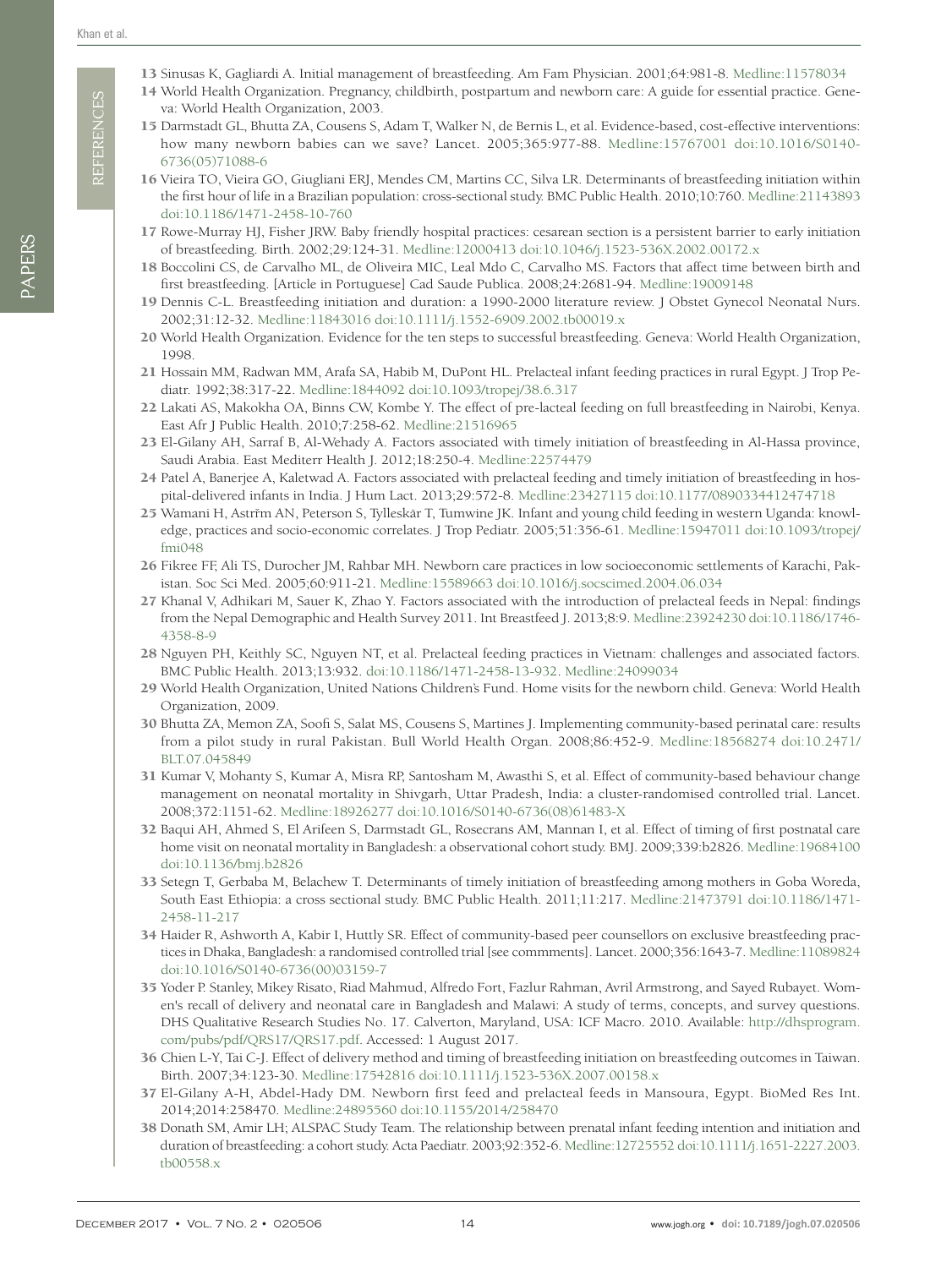13 Sinusas K, Gagliardi A. Initial management of breastfeeding. Am Fam Physician. 2001;64:981-8. Medline:11578034

14 World Health Organization. Pregnancy, childbirth, postpartum and newborn care: A guide for essential practice. Geneva: World Health Organization, 2003.

15 Darmstadt GL, Bhutta ZA, Cousens S, Adam T, Walker N, de Bernis L, et al. Evidence-based, cost-effective interventions: how many newborn babies can we save? Lancet. 2005;365:977-88. Medline:15767001 doi:10.1016/S0140-6736(05)71088-6

16 Vieira TO, Vieira GO, Giugliani ERJ, Mendes CM, Martins CC, Silva LR. Determinants of breastfeeding initiation within the first hour of life in a Brazilian population: cross-sectional study. BMC Public Health. 2010;10:760. Medline:21143893 doi:10.1186/1471-2458-10-760

17 Rowe-Murray HJ, Fisher JRW. Baby friendly hospital practices: cesarean section is a persistent barrier to early initiation of breastfeeding. Birth. 2002;29:124-31. Medline:12000413 doi:10.1046/j.1523-536X.2002.00172.x

18 Boccolini CS, de Carvalho ML, de Oliveira MIC, Leal Mdo C, Carvalho MS. Factors that affect time between birth and first breastfeeding. [Article in Portuguese] Cad Saude Publica. 2008;24:2681-94. Medline:19009148

19 Dennis C-L. Breastfeeding initiation and duration: a 1990-2000 literature review. J Obstet Gynecol Neonatal Nurs. 2002;31:12-32. Medline:11843016 doi:10.1111/j.1552-6909.2002.tb00019.x

20 World Health Organization. Evidence for the ten steps to successful breastfeeding. Geneva: World Health Organization, 1998.

21 Hossain MM, Radwan MM, Arafa SA, Habib M, DuPont HL. Prelacteal infant feeding practices in rural Egypt. J Trop Pediatr. 1992;38:317-22. Medline:1844092 doi:10.1093/tropej/38.6.317

22 Lakati AS, Makokha OA, Binns CW, Kombe Y. The effect of pre-lacteal feeding on full breastfeeding in Nairobi, Kenya. East Afr J Public Health. 2010;7:258-62. Medline:21516965

23 El-Gilany AH, Sarraf B, Al-Wehady A. Factors associated with timely initiation of breastfeeding in Al-Hassa province, Saudi Arabia. East Mediterr Health J. 2012;18:250-4. Medline:22574479

24 Patel A, Banerjee A, Kaletwad A. Factors associated with prelacteal feeding and timely initiation of breastfeeding in hospital-delivered infants in India. J Hum Lact. 2013;29:572-8. Medline:23427115 doi:10.1177/0890334412474718

25 Wamani H, Astrřm AN, Peterson S, Tylleskär T, Tumwine JK. Infant and young child feeding in western Uganda: knowledge, practices and socio-economic correlates. J Trop Pediatr. 2005;51:356-61. Medline:15947011 doi:10.1093/tropej/fmi048

26 Fikree FF, Ali TS, Durocher JM, Rahbar MH. Newborn care practices in low socioeconomic settlements of Karachi, Pakistan. Soc Sci Med. 2005;60:911-21. Medline:15589663 doi:10.1016/j.socscimed.2004.06.034

27 Khanal V, Adhikari M, Sauer K, Zhao Y. Factors associated with the introduction of prelacteal feeds in Nepal: findings from the Nepal Demographic and Health Survey 2011. Int Breastfeed J. 2013;8:9. Medline:23924230 doi:10.1186/1746-4358-8-9

28 Nguyen PH, Keithly SC, Nguyen NT, et al. Prelacteal feeding practices in Vietnam: challenges and associated factors. BMC Public Health. 2013;13:932. doi:10.1186/1471-2458-13-932. Medline:24099034

29 World Health Organization, United Nations Children's Fund. Home visits for the newborn child. Geneva: World Health Organization, 2009.

30 Bhutta ZA, Memon ZA, Soofi S, Salat MS, Cousens S, Martines J. Implementing community-based perinatal care: results from a pilot study in rural Pakistan. Bull World Health Organ. 2008;86:452-9. Medline:18568274 doi:10.2471/BLT.07.045849

31 Kumar V, Mohanty S, Kumar A, Misra RP, Santosham M, Awasthi S, et al. Effect of community-based behaviour change management on neonatal mortality in Shivgarh, Uttar Pradesh, India: a cluster-randomised controlled trial. Lancet. 2008;372:1151-62. Medline:18926277 doi:10.1016/S0140-6736(08)61483-X

32 Baqui AH, Ahmed S, El Arifeen S, Darmstadt GL, Rosecrans AM, Mannan I, et al. Effect of timing of first postnatal care home visit on neonatal mortality in Bangladesh: a observational cohort study. BMJ. 2009;339:b2826. Medline:19684100 doi:10.1136/bmj.b2826

33 Setegn T, Gerbaba M, Belachew T. Determinants of timely initiation of breastfeeding among mothers in Goba Woreda, South East Ethiopia: a cross sectional study. BMC Public Health. 2011;11:217. Medline:21473791 doi:10.1186/1471-2458-11-217

34 Haider R, Ashworth A, Kabir I, Huttly SR. Effect of community-based peer counsellors on exclusive breastfeeding practices in Dhaka, Bangladesh: a randomised controlled trial [see commments]. Lancet. 2000;356:1643-7. Medline:11089824 doi:10.1016/S0140-6736(00)03159-7

35 Yoder P. Stanley, Mikey Risato, Riad Mahmud, Alfredo Fort, Fazlur Rahman, Avril Armstrong, and Sayed Rubayet. Women's recall of delivery and neonatal care in Bangladesh and Malawi: A study of terms, concepts, and survey questions. DHS Qualitative Research Studies No. 17. Calverton, Maryland, USA: ICF Macro. 2010. Available: http://dhsprogram.com/pubs/pdf/QRS17/QRS17.pdf. Accessed: 1 August 2017.

36 Chien L-Y, Tai C-J. Effect of delivery method and timing of breastfeeding initiation on breastfeeding outcomes in Taiwan. Birth. 2007;34:123-30. Medline:17542816 doi:10.1111/j.1523-536X.2007.00158.x

37 El-Gilany A-H, Abdel-Hady DM. Newborn first feed and prelacteal feeds in Mansoura, Egypt. BioMed Res Int. 2014;2014:258470. Medline:24895560 doi:10.1155/2014/258470

38 Donath SM, Amir LH; ALSPAC Study Team. The relationship between prenatal infant feeding intention and initiation and duration of breastfeeding: a cohort study. Acta Paediatr. 2003;92:352-6. Medline:12725552 doi:10.1111/j.1651-2227.2003.tb00558.x